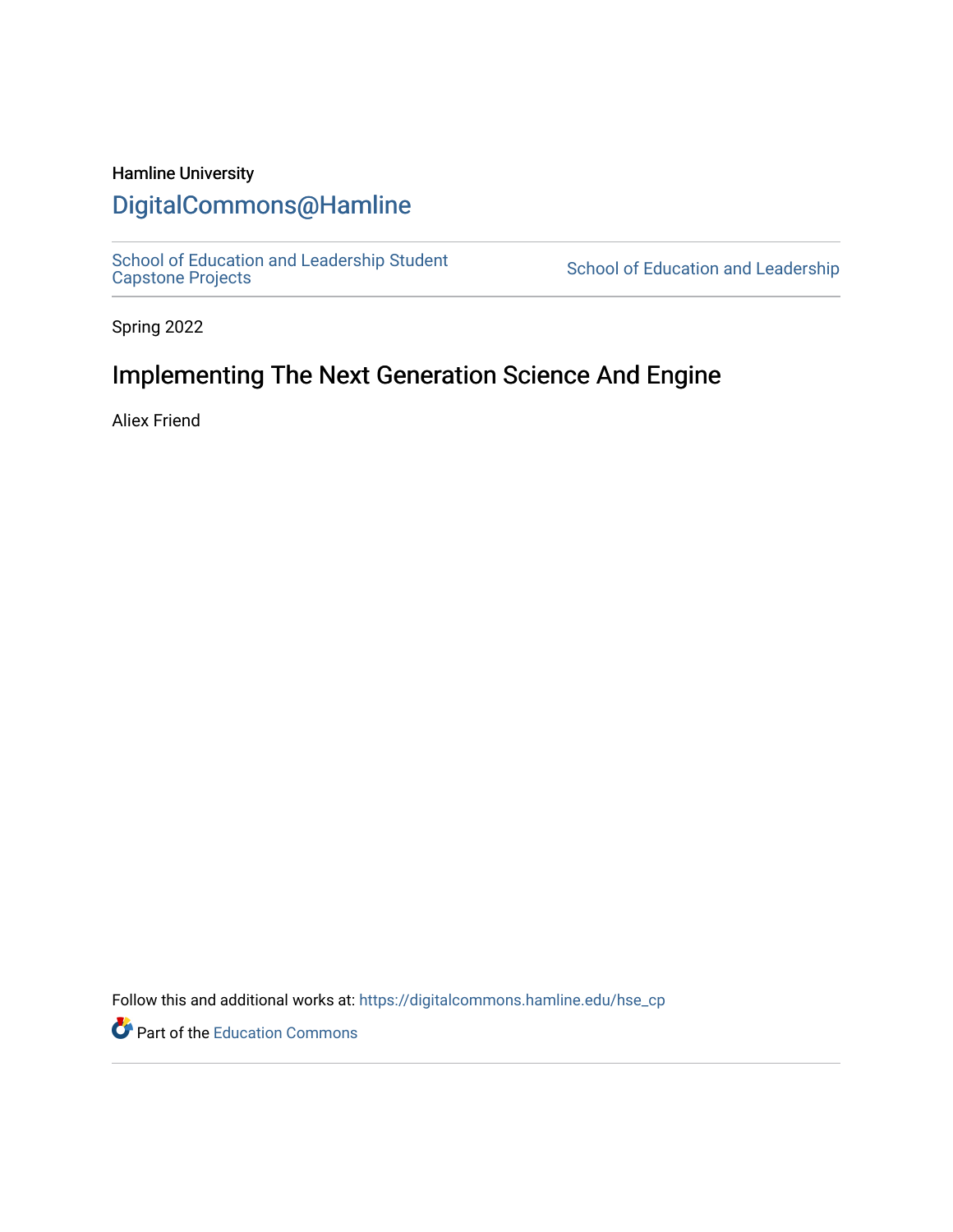Hamline University

# DigitalCommons@Hamline

School of Education and Leadership Student Capstone Projects

School of Education and Leadership

Spring 2022

## Implementing The Next Generation Science And Engine

Aliex Friend

Follow this and additional works at: https://digitalcommons.hamline.edu/hse_cp

Part of the Education Commons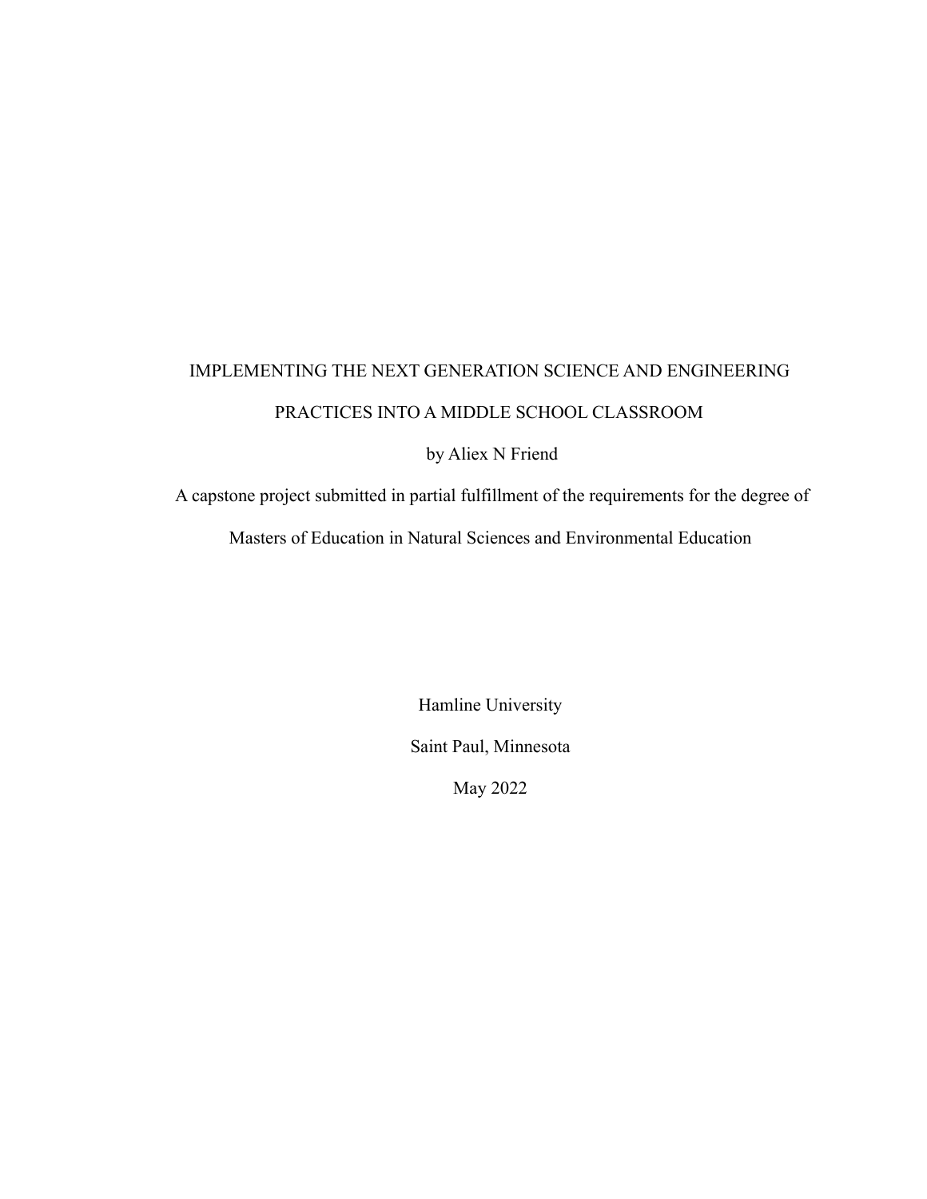IMPLEMENTING THE NEXT GENERATION SCIENCE AND ENGINEERING

PRACTICES INTO A MIDDLE SCHOOL CLASSROOM

by Aliex N Friend

A capstone project submitted in partial fulfillment of the requirements for the degree of

Masters of Education in Natural Sciences and Environmental Education

Hamline University

Saint Paul, Minnesota

May 2022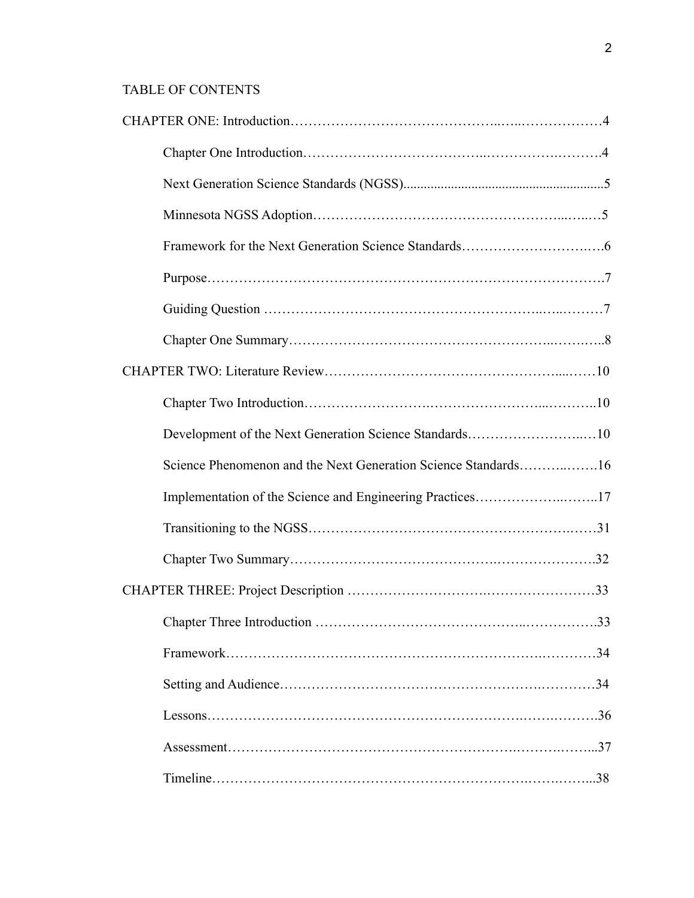# TABLE OF CONTENTS

CHAPTER ONE: Introduction……………………………………..…..………………4

- Chapter One Introduction………………………………..……………..……….4
- Next Generation Science Standards (NGSS)..........................................................5
- Minnesota NGSS Adoption………………………….………………...…..…5
- Framework for the Next Generation Science Standards……………………….….6
- Purpose……………………………………………………………………….7
- Guiding Question ……………………………………………………..…..………7
- Chapter One Summary……………………………………………...……..…..8

CHAPTER TWO: Literature Review…………………………………………....……10

- Chapter Two Introduction……………………..…………………...………..10
- Development of the Next Generation Science Standards……………………..…10
- Science Phenomenon and the Next Generation Science Standards………..…….16
- Implementation of the Science and Engineering Practices………………..……..17
- Transitioning to the NGSS……………………………………………….……31
- Chapter Two Summary…………………………………….…………………..32

CHAPTER THREE: Project Description ……………………….……………………33

- Chapter Three Introduction ……………………………………..…………….33
- Framework………………………………………………………….…………34
- Setting and Audience…………………………………………………..…………34
- Lessons…………………………………………………………….…….……….36
- Assessment……………………………………………………….……….……...37
- Timeline…………………………………………………………….…….……...38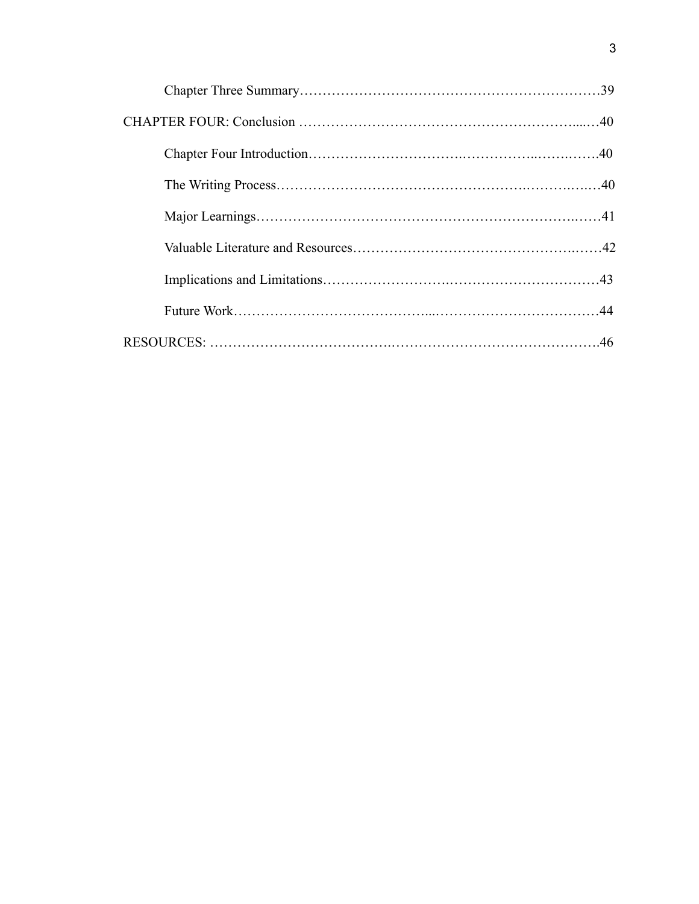Chapter Three Summary……………………………………………………………39

CHAPTER FOUR: Conclusion ……………………………………………………...…40

Chapter Four Introduction………………………….……………..…….…….40

The Writing Process…………………………………………….……….….…40

Major Learnings…………………………….………………….…………..……41

Valuable Literature and Resources…………………………………………..……42

Implications and Limitations……………………..……………………………43

Future Work…………………………………....………………………………44

RESOURCES: ……………………………….……………………………………….46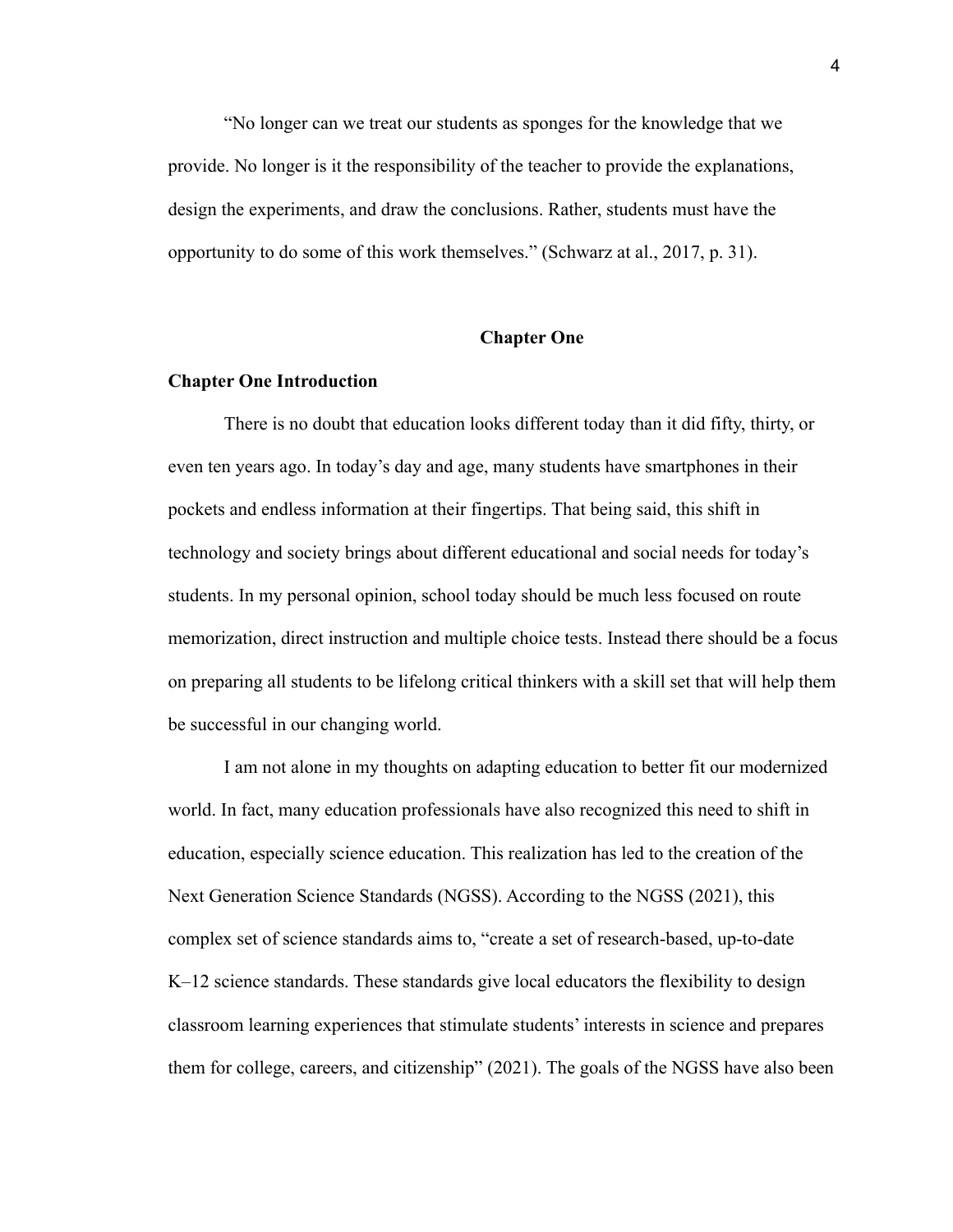"No longer can we treat our students as sponges for the knowledge that we provide. No longer is it the responsibility of the teacher to provide the explanations, design the experiments, and draw the conclusions. Rather, students must have the opportunity to do some of this work themselves." (Schwarz at al., 2017, p. 31).

# Chapter One

## Chapter One Introduction

There is no doubt that education looks different today than it did fifty, thirty, or even ten years ago. In today's day and age, many students have smartphones in their pockets and endless information at their fingertips. That being said, this shift in technology and society brings about different educational and social needs for today's students. In my personal opinion, school today should be much less focused on route memorization, direct instruction and multiple choice tests. Instead there should be a focus on preparing all students to be lifelong critical thinkers with a skill set that will help them be successful in our changing world.

I am not alone in my thoughts on adapting education to better fit our modernized world. In fact, many education professionals have also recognized this need to shift in education, especially science education. This realization has led to the creation of the Next Generation Science Standards (NGSS). According to the NGSS (2021), this complex set of science standards aims to, "create a set of research-based, up-to-date K–12 science standards. These standards give local educators the flexibility to design classroom learning experiences that stimulate students' interests in science and prepares them for college, careers, and citizenship" (2021). The goals of the NGSS have also been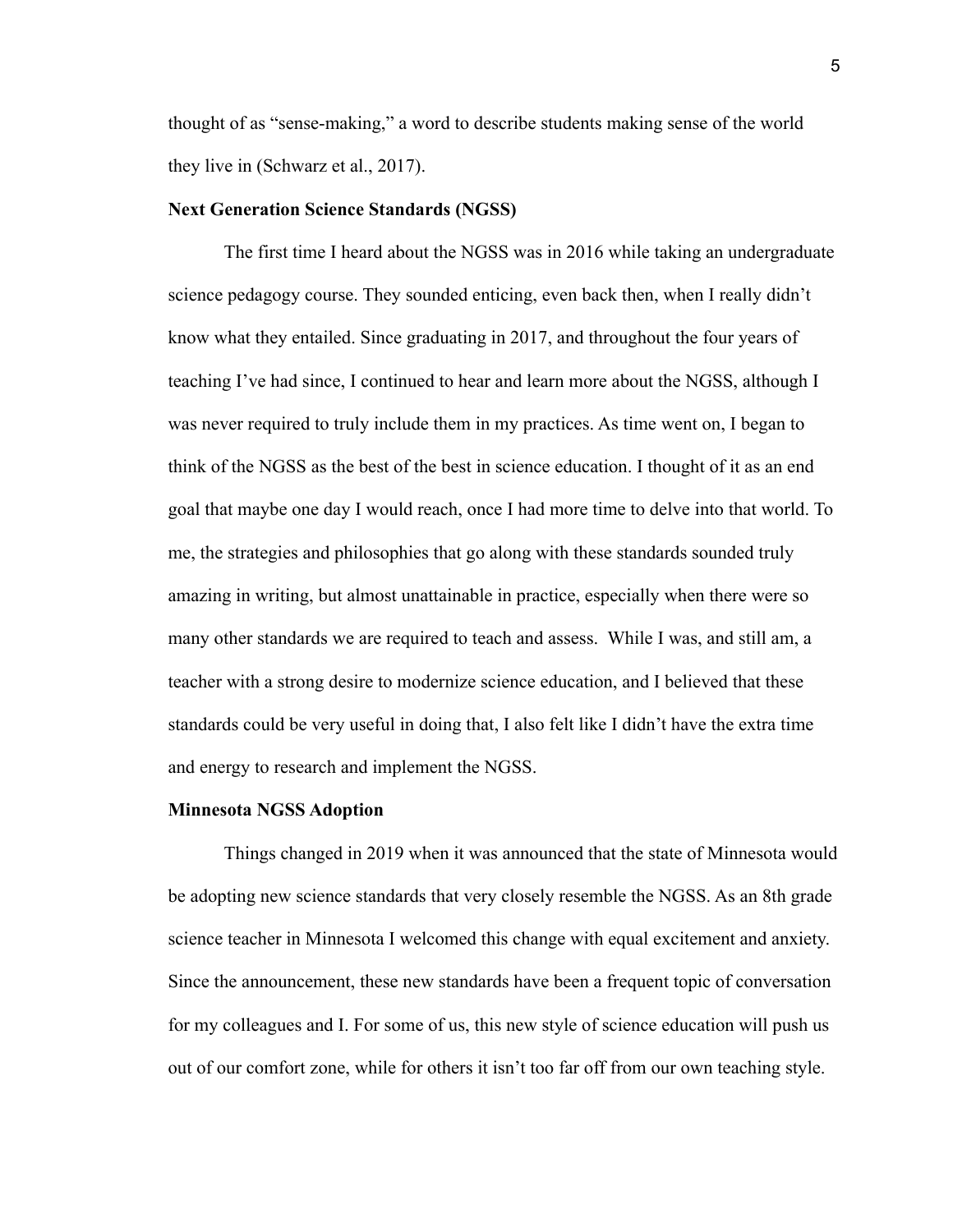thought of as “sense-making,” a word to describe students making sense of the world they live in (Schwarz et al., 2017).

### Next Generation Science Standards (NGSS)

The first time I heard about the NGSS was in 2016 while taking an undergraduate science pedagogy course. They sounded enticing, even back then, when I really didn’t know what they entailed. Since graduating in 2017, and throughout the four years of teaching I’ve had since, I continued to hear and learn more about the NGSS, although I was never required to truly include them in my practices. As time went on, I began to think of the NGSS as the best of the best in science education. I thought of it as an end goal that maybe one day I would reach, once I had more time to delve into that world. To me, the strategies and philosophies that go along with these standards sounded truly amazing in writing, but almost unattainable in practice, especially when there were so many other standards we are required to teach and assess. While I was, and still am, a teacher with a strong desire to modernize science education, and I believed that these standards could be very useful in doing that, I also felt like I didn’t have the extra time and energy to research and implement the NGSS.

### Minnesota NGSS Adoption

Things changed in 2019 when it was announced that the state of Minnesota would be adopting new science standards that very closely resemble the NGSS. As an 8th grade science teacher in Minnesota I welcomed this change with equal excitement and anxiety. Since the announcement, these new standards have been a frequent topic of conversation for my colleagues and I. For some of us, this new style of science education will push us out of our comfort zone, while for others it isn’t too far off from our own teaching style.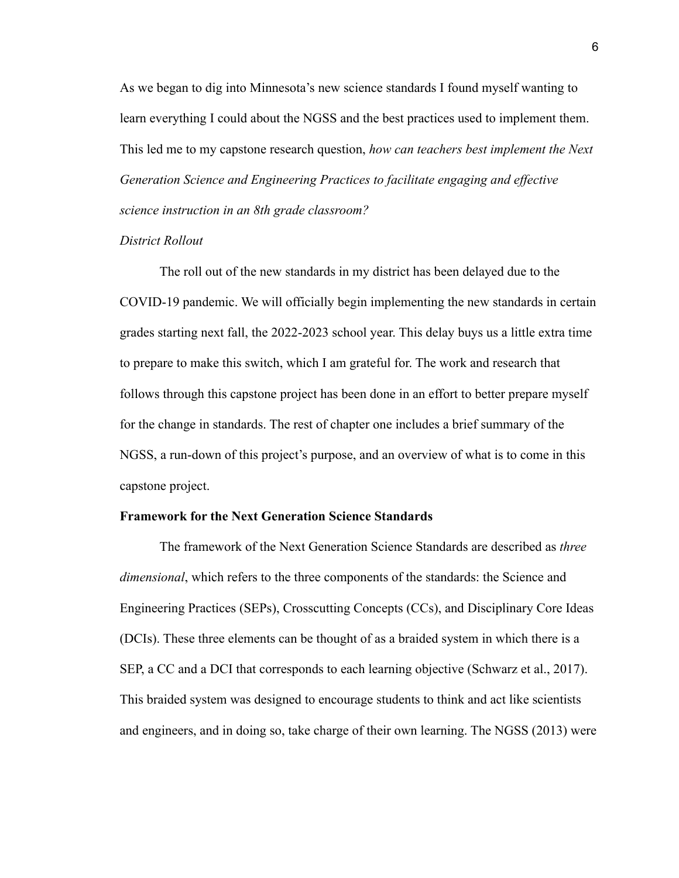As we began to dig into Minnesota's new science standards I found myself wanting to learn everything I could about the NGSS and the best practices used to implement them. This led me to my capstone research question, *how can teachers best implement the Next Generation Science and Engineering Practices to facilitate engaging and effective science instruction in an 8th grade classroom?*

*District Rollout*

The roll out of the new standards in my district has been delayed due to the COVID-19 pandemic. We will officially begin implementing the new standards in certain grades starting next fall, the 2022-2023 school year. This delay buys us a little extra time to prepare to make this switch, which I am grateful for. The work and research that follows through this capstone project has been done in an effort to better prepare myself for the change in standards. The rest of chapter one includes a brief summary of the NGSS, a run-down of this project's purpose, and an overview of what is to come in this capstone project.

**Framework for the Next Generation Science Standards**

The framework of the Next Generation Science Standards are described as *three dimensional*, which refers to the three components of the standards: the Science and Engineering Practices (SEPs), Crosscutting Concepts (CCs), and Disciplinary Core Ideas (DCIs). These three elements can be thought of as a braided system in which there is a SEP, a CC and a DCI that corresponds to each learning objective (Schwarz et al., 2017). This braided system was designed to encourage students to think and act like scientists and engineers, and in doing so, take charge of their own learning. The NGSS (2013) were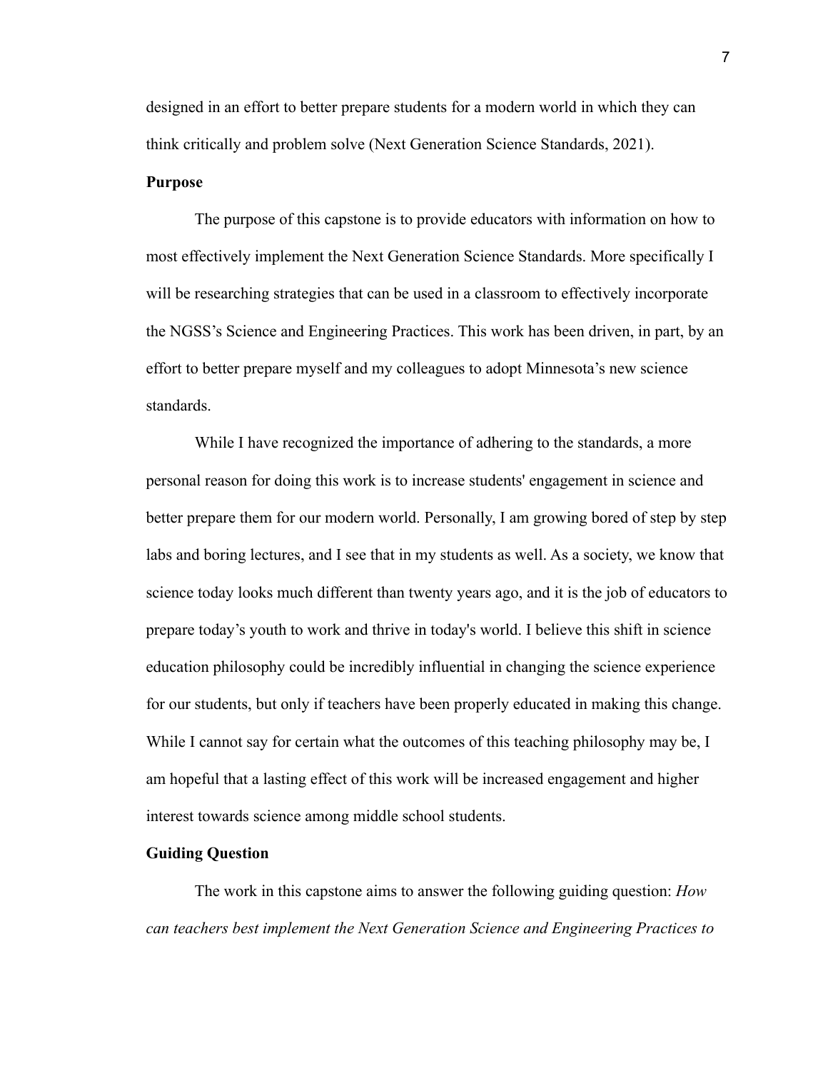designed in an effort to better prepare students for a modern world in which they can think critically and problem solve (Next Generation Science Standards, 2021).

**Purpose**

The purpose of this capstone is to provide educators with information on how to most effectively implement the Next Generation Science Standards. More specifically I will be researching strategies that can be used in a classroom to effectively incorporate the NGSS's Science and Engineering Practices. This work has been driven, in part, by an effort to better prepare myself and my colleagues to adopt Minnesota's new science standards.

While I have recognized the importance of adhering to the standards, a more personal reason for doing this work is to increase students' engagement in science and better prepare them for our modern world. Personally, I am growing bored of step by step labs and boring lectures, and I see that in my students as well. As a society, we know that science today looks much different than twenty years ago, and it is the job of educators to prepare today's youth to work and thrive in today's world. I believe this shift in science education philosophy could be incredibly influential in changing the science experience for our students, but only if teachers have been properly educated in making this change. While I cannot say for certain what the outcomes of this teaching philosophy may be, I am hopeful that a lasting effect of this work will be increased engagement and higher interest towards science among middle school students.

**Guiding Question**

The work in this capstone aims to answer the following guiding question: *How can teachers best implement the Next Generation Science and Engineering Practices to*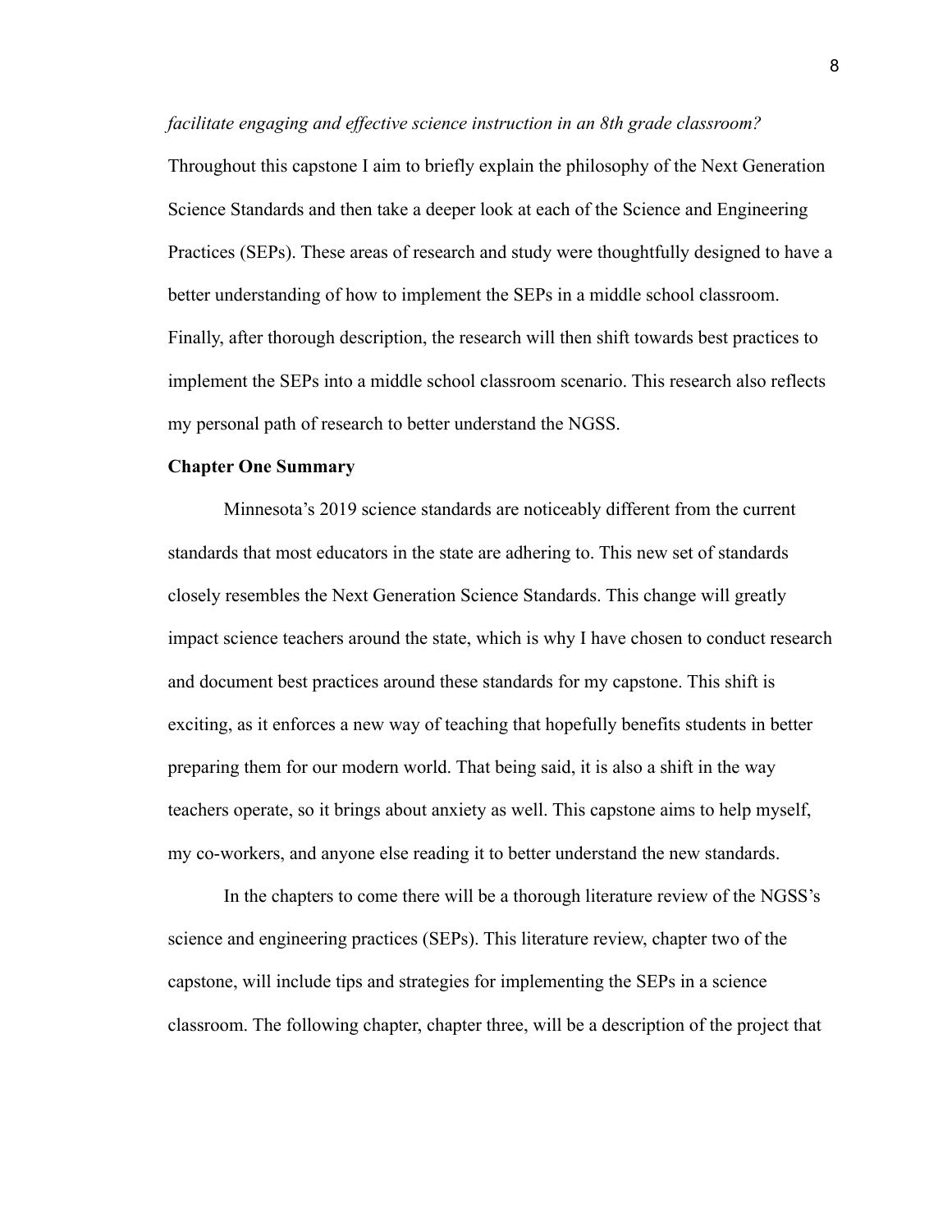*facilitate engaging and effective science instruction in an 8th grade classroom?* Throughout this capstone I aim to briefly explain the philosophy of the Next Generation Science Standards and then take a deeper look at each of the Science and Engineering Practices (SEPs). These areas of research and study were thoughtfully designed to have a better understanding of how to implement the SEPs in a middle school classroom. Finally, after thorough description, the research will then shift towards best practices to implement the SEPs into a middle school classroom scenario. This research also reflects my personal path of research to better understand the NGSS.

**Chapter One Summary**

Minnesota's 2019 science standards are noticeably different from the current standards that most educators in the state are adhering to. This new set of standards closely resembles the Next Generation Science Standards. This change will greatly impact science teachers around the state, which is why I have chosen to conduct research and document best practices around these standards for my capstone. This shift is exciting, as it enforces a new way of teaching that hopefully benefits students in better preparing them for our modern world. That being said, it is also a shift in the way teachers operate, so it brings about anxiety as well. This capstone aims to help myself, my co-workers, and anyone else reading it to better understand the new standards.

In the chapters to come there will be a thorough literature review of the NGSS's science and engineering practices (SEPs). This literature review, chapter two of the capstone, will include tips and strategies for implementing the SEPs in a science classroom. The following chapter, chapter three, will be a description of the project that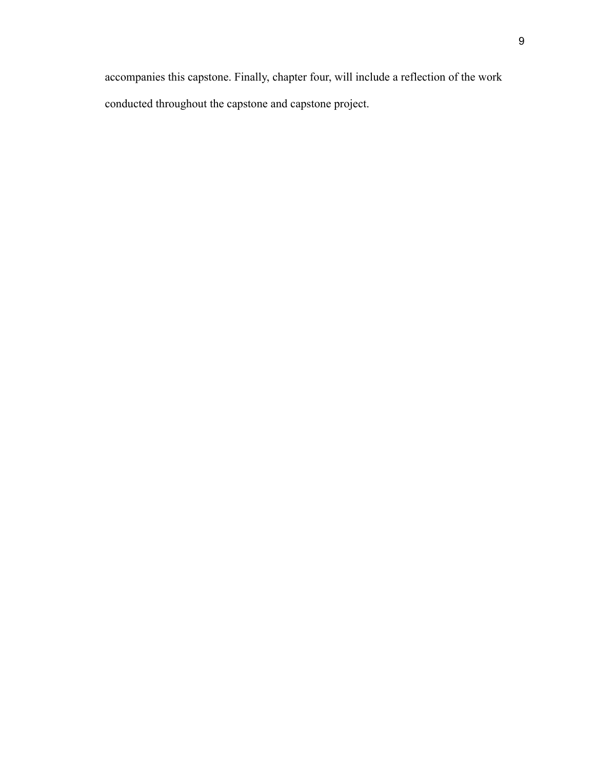accompanies this capstone. Finally, chapter four, will include a reflection of the work conducted throughout the capstone and capstone project.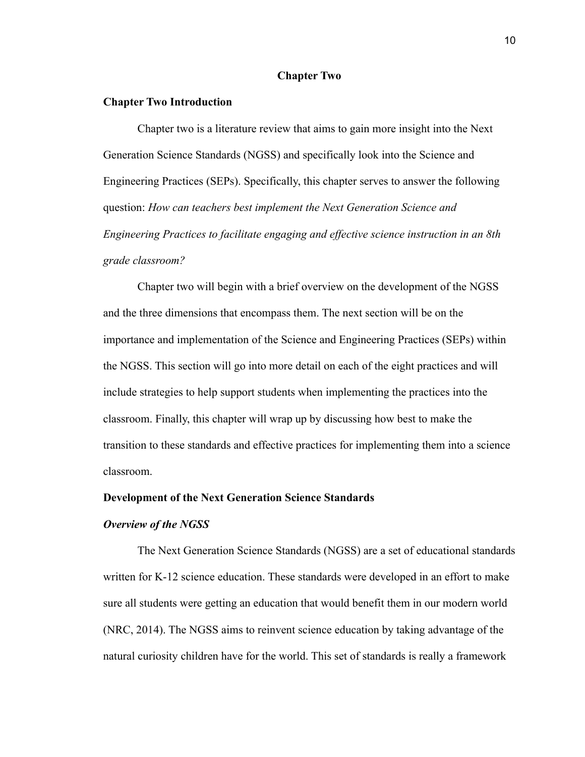# Chapter Two

## Chapter Two Introduction

Chapter two is a literature review that aims to gain more insight into the Next Generation Science Standards (NGSS) and specifically look into the Science and Engineering Practices (SEPs). Specifically, this chapter serves to answer the following question: *How can teachers best implement the Next Generation Science and Engineering Practices to facilitate engaging and effective science instruction in an 8th grade classroom?*

Chapter two will begin with a brief overview on the development of the NGSS and the three dimensions that encompass them. The next section will be on the importance and implementation of the Science and Engineering Practices (SEPs) within the NGSS. This section will go into more detail on each of the eight practices and will include strategies to help support students when implementing the practices into the classroom. Finally, this chapter will wrap up by discussing how best to make the transition to these standards and effective practices for implementing them into a science classroom.

## Development of the Next Generation Science Standards

### *Overview of the NGSS*

The Next Generation Science Standards (NGSS) are a set of educational standards written for K-12 science education. These standards were developed in an effort to make sure all students were getting an education that would benefit them in our modern world (NRC, 2014). The NGSS aims to reinvent science education by taking advantage of the natural curiosity children have for the world. This set of standards is really a framework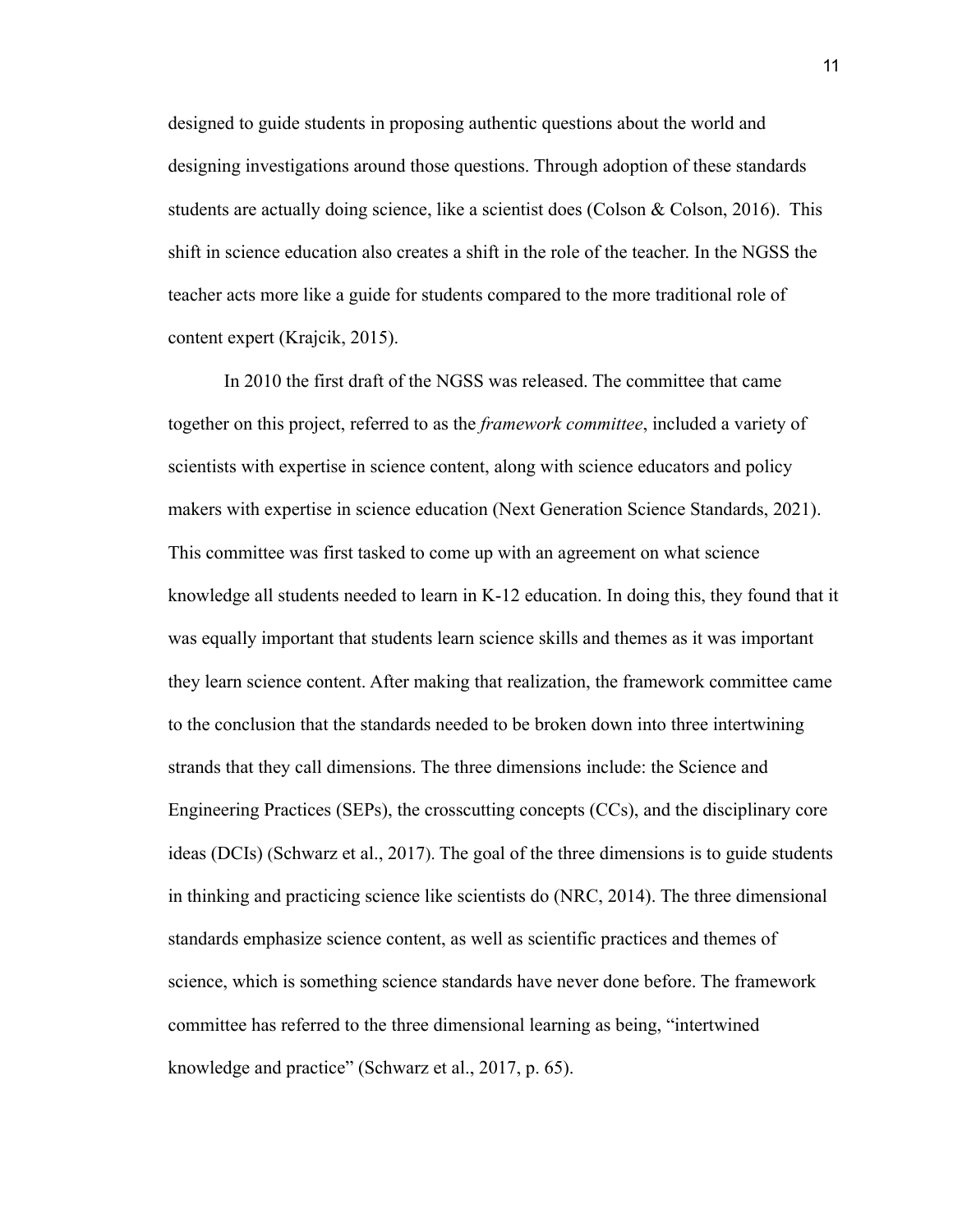designed to guide students in proposing authentic questions about the world and designing investigations around those questions. Through adoption of these standards students are actually doing science, like a scientist does (Colson & Colson, 2016). This shift in science education also creates a shift in the role of the teacher. In the NGSS the teacher acts more like a guide for students compared to the more traditional role of content expert (Krajcik, 2015).

In 2010 the first draft of the NGSS was released. The committee that came together on this project, referred to as the *framework committee*, included a variety of scientists with expertise in science content, along with science educators and policy makers with expertise in science education (Next Generation Science Standards, 2021). This committee was first tasked to come up with an agreement on what science knowledge all students needed to learn in K-12 education. In doing this, they found that it was equally important that students learn science skills and themes as it was important they learn science content. After making that realization, the framework committee came to the conclusion that the standards needed to be broken down into three intertwining strands that they call dimensions. The three dimensions include: the Science and Engineering Practices (SEPs), the crosscutting concepts (CCs), and the disciplinary core ideas (DCIs) (Schwarz et al., 2017). The goal of the three dimensions is to guide students in thinking and practicing science like scientists do (NRC, 2014). The three dimensional standards emphasize science content, as well as scientific practices and themes of science, which is something science standards have never done before. The framework committee has referred to the three dimensional learning as being, "intertwined knowledge and practice" (Schwarz et al., 2017, p. 65).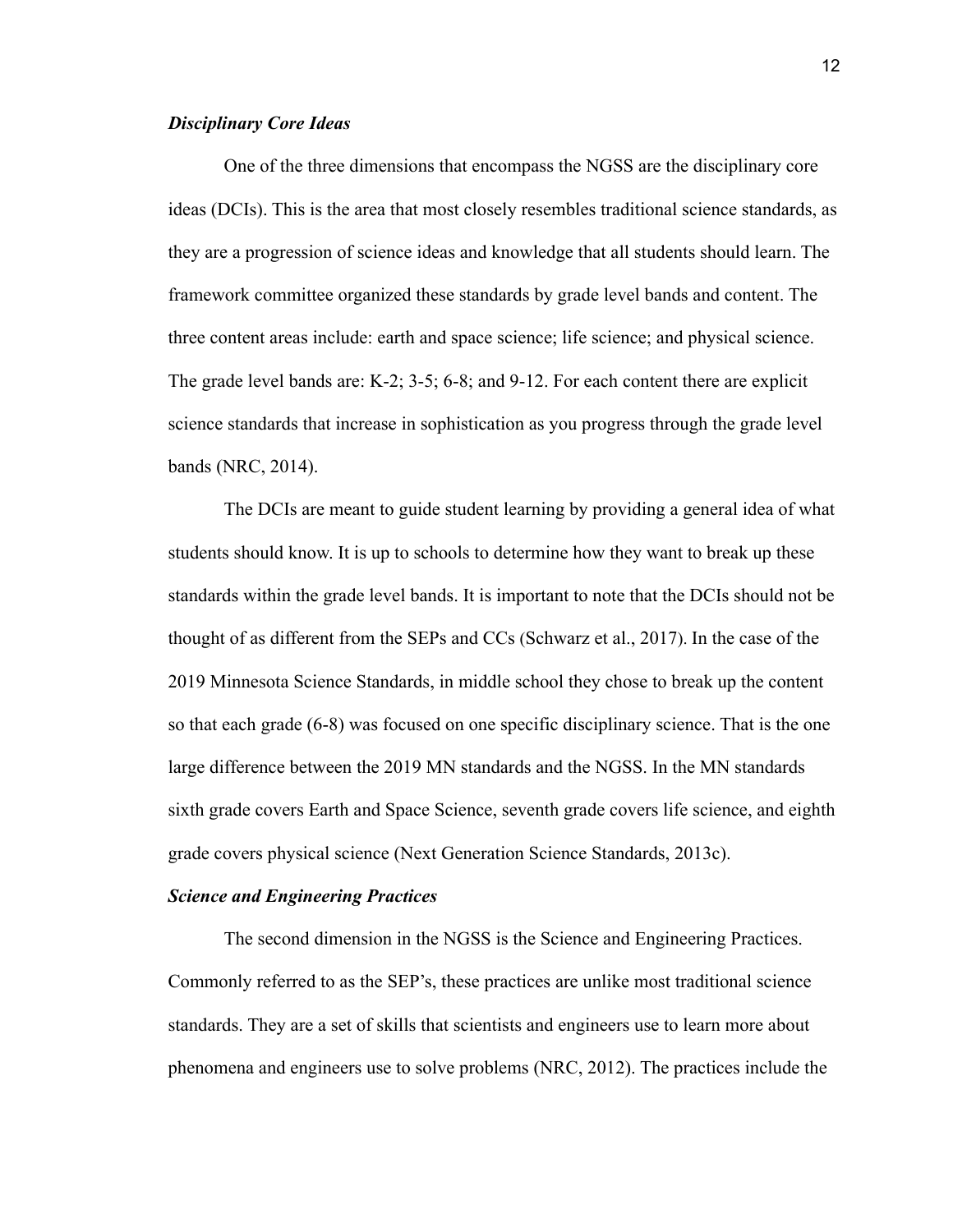### *Disciplinary Core Ideas*

One of the three dimensions that encompass the NGSS are the disciplinary core ideas (DCIs). This is the area that most closely resembles traditional science standards, as they are a progression of science ideas and knowledge that all students should learn. The framework committee organized these standards by grade level bands and content. The three content areas include: earth and space science; life science; and physical science. The grade level bands are: K-2; 3-5; 6-8; and 9-12. For each content there are explicit science standards that increase in sophistication as you progress through the grade level bands (NRC, 2014).

The DCIs are meant to guide student learning by providing a general idea of what students should know. It is up to schools to determine how they want to break up these standards within the grade level bands. It is important to note that the DCIs should not be thought of as different from the SEPs and CCs (Schwarz et al., 2017). In the case of the 2019 Minnesota Science Standards, in middle school they chose to break up the content so that each grade (6-8) was focused on one specific disciplinary science. That is the one large difference between the 2019 MN standards and the NGSS. In the MN standards sixth grade covers Earth and Space Science, seventh grade covers life science, and eighth grade covers physical science (Next Generation Science Standards, 2013c).

### *Science and Engineering Practices*

The second dimension in the NGSS is the Science and Engineering Practices. Commonly referred to as the SEP's, these practices are unlike most traditional science standards. They are a set of skills that scientists and engineers use to learn more about phenomena and engineers use to solve problems (NRC, 2012). The practices include the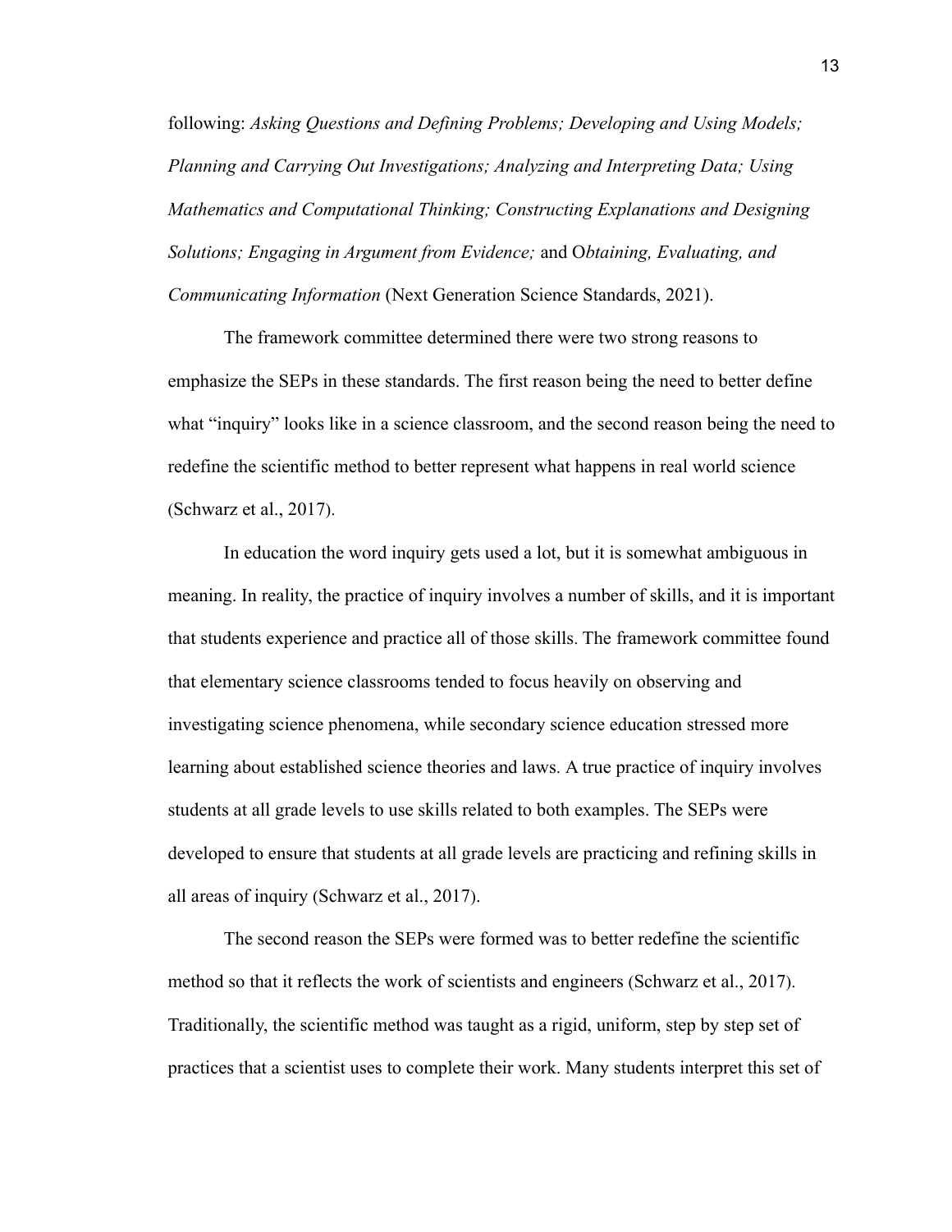following: *Asking Questions and Defining Problems; Developing and Using Models; Planning and Carrying Out Investigations; Analyzing and Interpreting Data; Using Mathematics and Computational Thinking; Constructing Explanations and Designing Solutions; Engaging in Argument from Evidence;* and O*btaining, Evaluating, and Communicating Information* (Next Generation Science Standards, 2021).

The framework committee determined there were two strong reasons to emphasize the SEPs in these standards. The first reason being the need to better define what "inquiry" looks like in a science classroom, and the second reason being the need to redefine the scientific method to better represent what happens in real world science (Schwarz et al., 2017).

In education the word inquiry gets used a lot, but it is somewhat ambiguous in meaning. In reality, the practice of inquiry involves a number of skills, and it is important that students experience and practice all of those skills. The framework committee found that elementary science classrooms tended to focus heavily on observing and investigating science phenomena, while secondary science education stressed more learning about established science theories and laws. A true practice of inquiry involves students at all grade levels to use skills related to both examples. The SEPs were developed to ensure that students at all grade levels are practicing and refining skills in all areas of inquiry (Schwarz et al., 2017).

The second reason the SEPs were formed was to better redefine the scientific method so that it reflects the work of scientists and engineers (Schwarz et al., 2017). Traditionally, the scientific method was taught as a rigid, uniform, step by step set of practices that a scientist uses to complete their work. Many students interpret this set of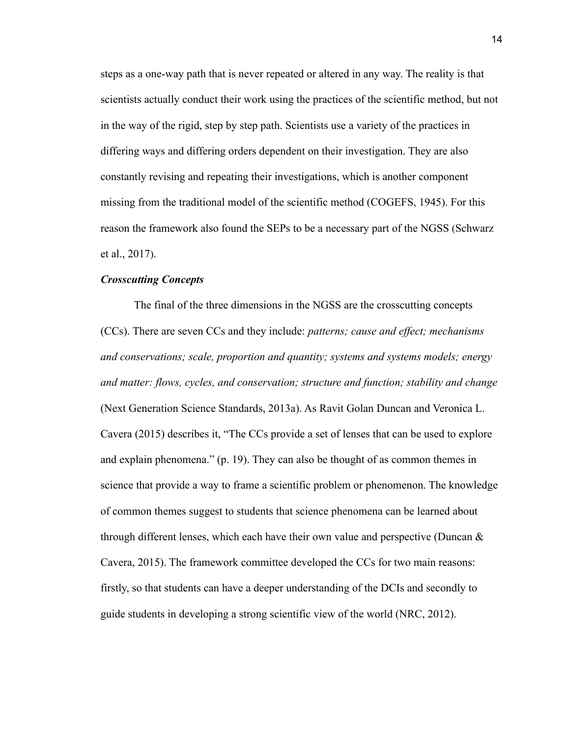steps as a one-way path that is never repeated or altered in any way. The reality is that scientists actually conduct their work using the practices of the scientific method, but not in the way of the rigid, step by step path. Scientists use a variety of the practices in differing ways and differing orders dependent on their investigation. They are also constantly revising and repeating their investigations, which is another component missing from the traditional model of the scientific method (COGEFS, 1945). For this reason the framework also found the SEPs to be a necessary part of the NGSS (Schwarz et al., 2017).

***Crosscutting Concepts***

The final of the three dimensions in the NGSS are the crosscutting concepts (CCs). There are seven CCs and they include: *patterns; cause and effect; mechanisms and conservations; scale, proportion and quantity; systems and systems models; energy and matter: flows, cycles, and conservation; structure and function; stability and change* (Next Generation Science Standards, 2013a). As Ravit Golan Duncan and Veronica L. Cavera (2015) describes it, “The CCs provide a set of lenses that can be used to explore and explain phenomena.” (p. 19). They can also be thought of as common themes in science that provide a way to frame a scientific problem or phenomenon. The knowledge of common themes suggest to students that science phenomena can be learned about through different lenses, which each have their own value and perspective (Duncan & Cavera, 2015). The framework committee developed the CCs for two main reasons: firstly, so that students can have a deeper understanding of the DCIs and secondly to guide students in developing a strong scientific view of the world (NRC, 2012).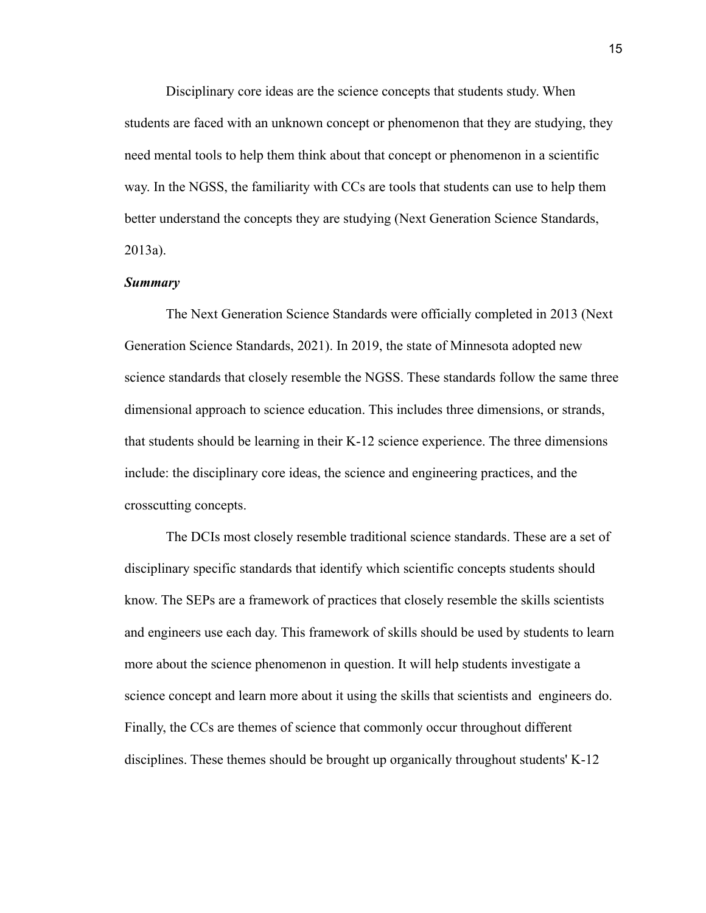Disciplinary core ideas are the science concepts that students study. When students are faced with an unknown concept or phenomenon that they are studying, they need mental tools to help them think about that concept or phenomenon in a scientific way. In the NGSS, the familiarity with CCs are tools that students can use to help them better understand the concepts they are studying (Next Generation Science Standards, 2013a).

***Summary***

The Next Generation Science Standards were officially completed in 2013 (Next Generation Science Standards, 2021). In 2019, the state of Minnesota adopted new science standards that closely resemble the NGSS. These standards follow the same three dimensional approach to science education. This includes three dimensions, or strands, that students should be learning in their K-12 science experience. The three dimensions include: the disciplinary core ideas, the science and engineering practices, and the crosscutting concepts.

The DCIs most closely resemble traditional science standards. These are a set of disciplinary specific standards that identify which scientific concepts students should know. The SEPs are a framework of practices that closely resemble the skills scientists and engineers use each day. This framework of skills should be used by students to learn more about the science phenomenon in question. It will help students investigate a science concept and learn more about it using the skills that scientists and engineers do. Finally, the CCs are themes of science that commonly occur throughout different disciplines. These themes should be brought up organically throughout students' K-12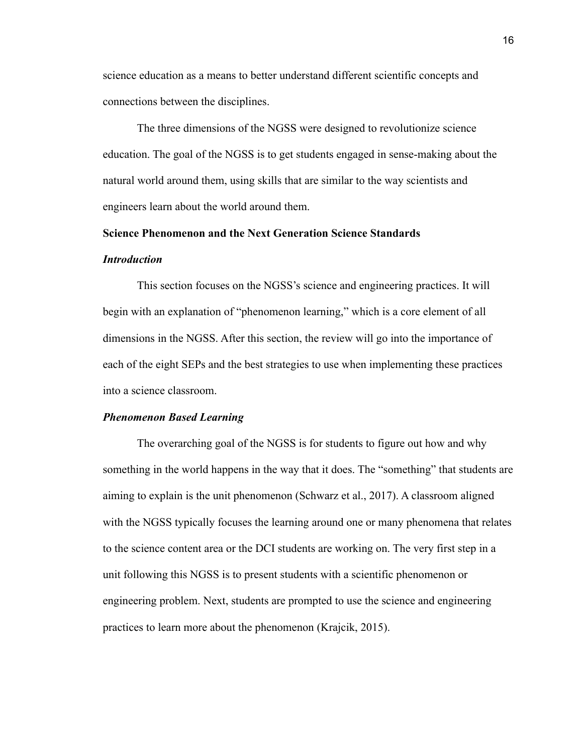science education as a means to better understand different scientific concepts and connections between the disciplines.

The three dimensions of the NGSS were designed to revolutionize science education. The goal of the NGSS is to get students engaged in sense-making about the natural world around them, using skills that are similar to the way scientists and engineers learn about the world around them.

## Science Phenomenon and the Next Generation Science Standards

### *Introduction*

This section focuses on the NGSS's science and engineering practices. It will begin with an explanation of "phenomenon learning," which is a core element of all dimensions in the NGSS. After this section, the review will go into the importance of each of the eight SEPs and the best strategies to use when implementing these practices into a science classroom.

### *Phenomenon Based Learning*

The overarching goal of the NGSS is for students to figure out how and why something in the world happens in the way that it does. The "something" that students are aiming to explain is the unit phenomenon (Schwarz et al., 2017). A classroom aligned with the NGSS typically focuses the learning around one or many phenomena that relates to the science content area or the DCI students are working on. The very first step in a unit following this NGSS is to present students with a scientific phenomenon or engineering problem. Next, students are prompted to use the science and engineering practices to learn more about the phenomenon (Krajcik, 2015).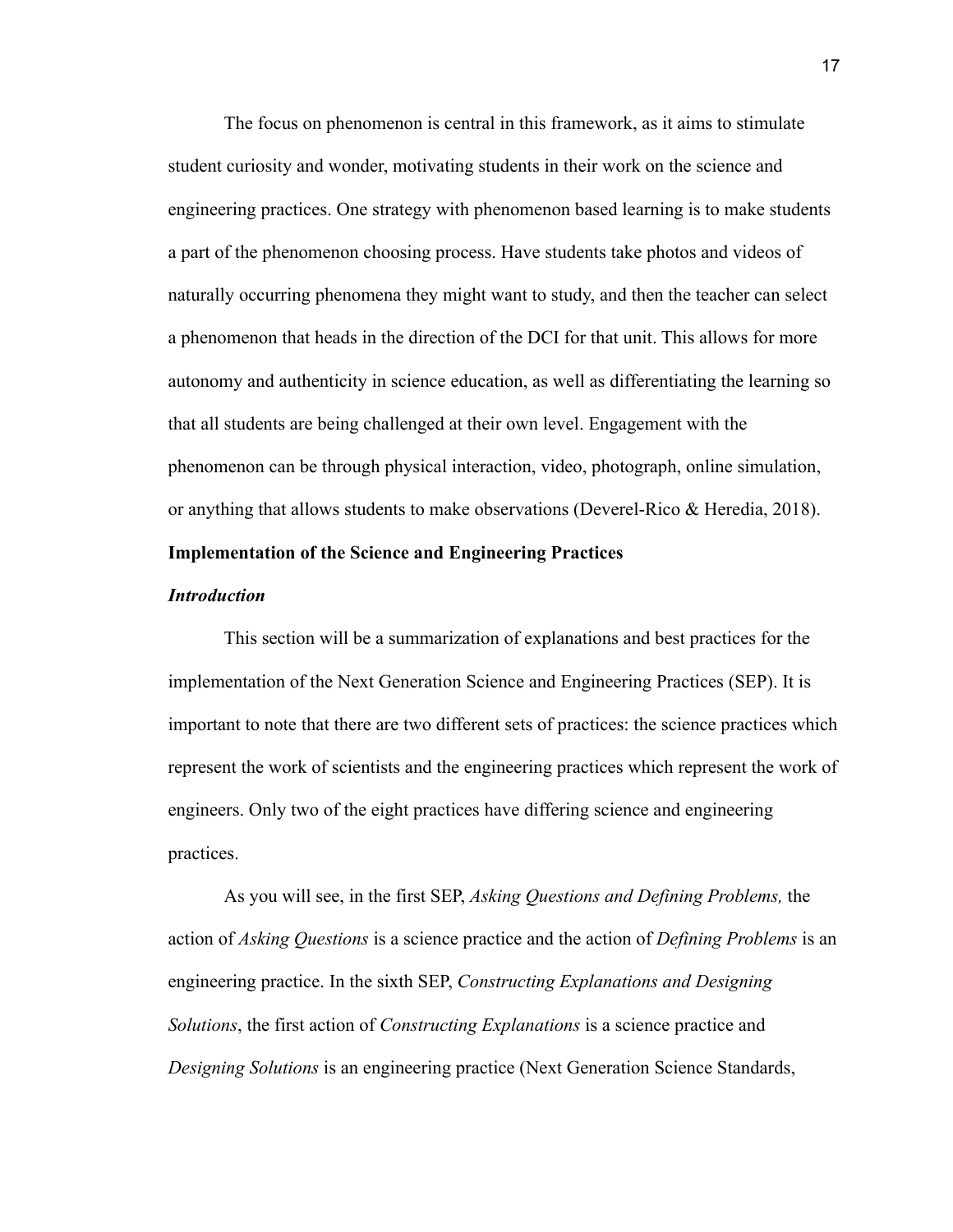The focus on phenomenon is central in this framework, as it aims to stimulate student curiosity and wonder, motivating students in their work on the science and engineering practices. One strategy with phenomenon based learning is to make students a part of the phenomenon choosing process. Have students take photos and videos of naturally occurring phenomena they might want to study, and then the teacher can select a phenomenon that heads in the direction of the DCI for that unit. This allows for more autonomy and authenticity in science education, as well as differentiating the learning so that all students are being challenged at their own level. Engagement with the phenomenon can be through physical interaction, video, photograph, online simulation, or anything that allows students to make observations (Deverel-Rico & Heredia, 2018).

## Implementation of the Science and Engineering Practices

### *Introduction*

This section will be a summarization of explanations and best practices for the implementation of the Next Generation Science and Engineering Practices (SEP). It is important to note that there are two different sets of practices: the science practices which represent the work of scientists and the engineering practices which represent the work of engineers. Only two of the eight practices have differing science and engineering practices.

As you will see, in the first SEP, *Asking Questions and Defining Problems,* the action of *Asking Questions* is a science practice and the action of *Defining Problems* is an engineering practice. In the sixth SEP, *Constructing Explanations and Designing Solutions*, the first action of *Constructing Explanations* is a science practice and *Designing Solutions* is an engineering practice (Next Generation Science Standards,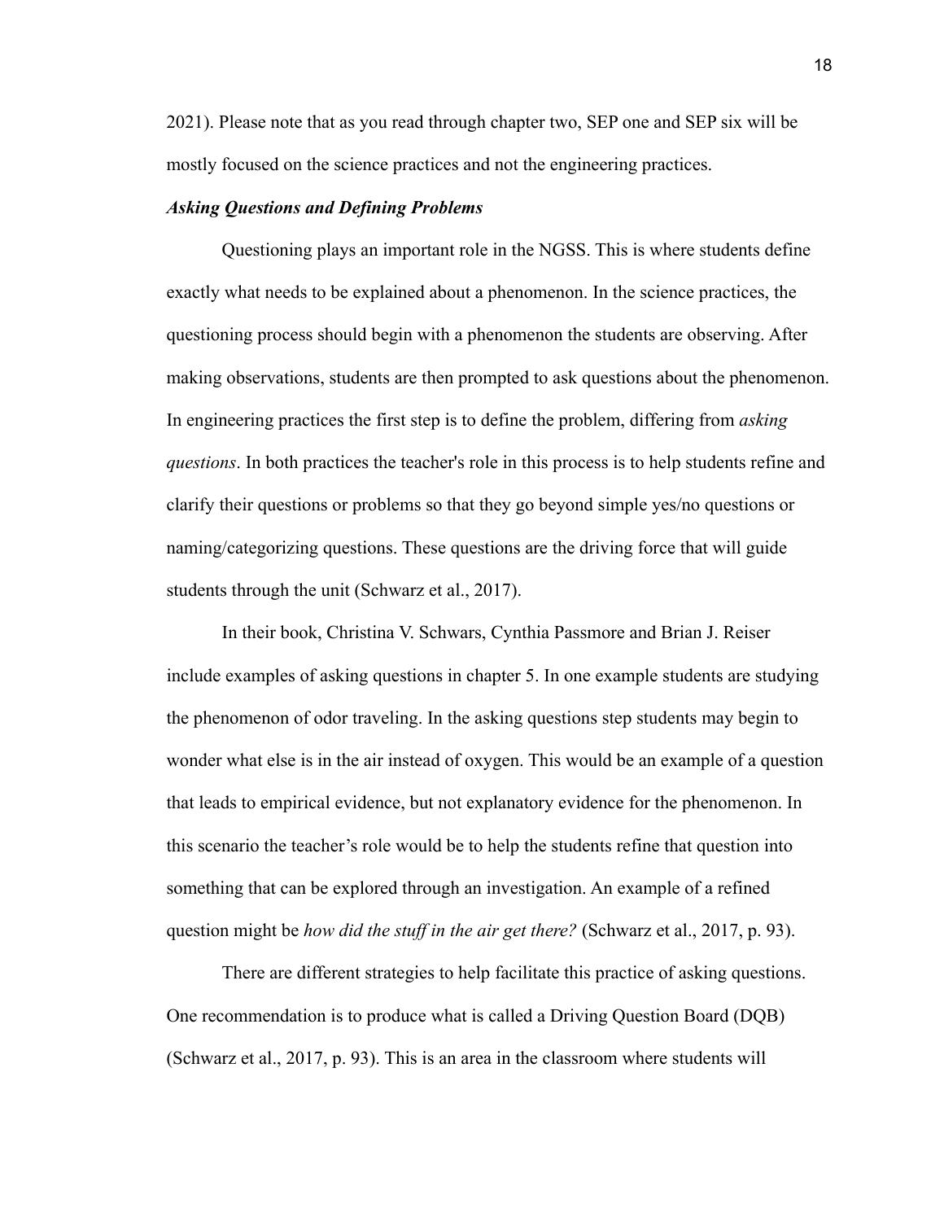2021). Please note that as you read through chapter two, SEP one and SEP six will be mostly focused on the science practices and not the engineering practices.

### *Asking Questions and Defining Problems*

Questioning plays an important role in the NGSS. This is where students define exactly what needs to be explained about a phenomenon. In the science practices, the questioning process should begin with a phenomenon the students are observing. After making observations, students are then prompted to ask questions about the phenomenon. In engineering practices the first step is to define the problem, differing from *asking questions*. In both practices the teacher's role in this process is to help students refine and clarify their questions or problems so that they go beyond simple yes/no questions or naming/categorizing questions. These questions are the driving force that will guide students through the unit (Schwarz et al., 2017).

In their book, Christina V. Schwars, Cynthia Passmore and Brian J. Reiser include examples of asking questions in chapter 5. In one example students are studying the phenomenon of odor traveling. In the asking questions step students may begin to wonder what else is in the air instead of oxygen. This would be an example of a question that leads to empirical evidence, but not explanatory evidence for the phenomenon. In this scenario the teacher's role would be to help the students refine that question into something that can be explored through an investigation. An example of a refined question might be *how did the stuff in the air get there?* (Schwarz et al., 2017, p. 93).

There are different strategies to help facilitate this practice of asking questions. One recommendation is to produce what is called a Driving Question Board (DQB) (Schwarz et al., 2017, p. 93). This is an area in the classroom where students will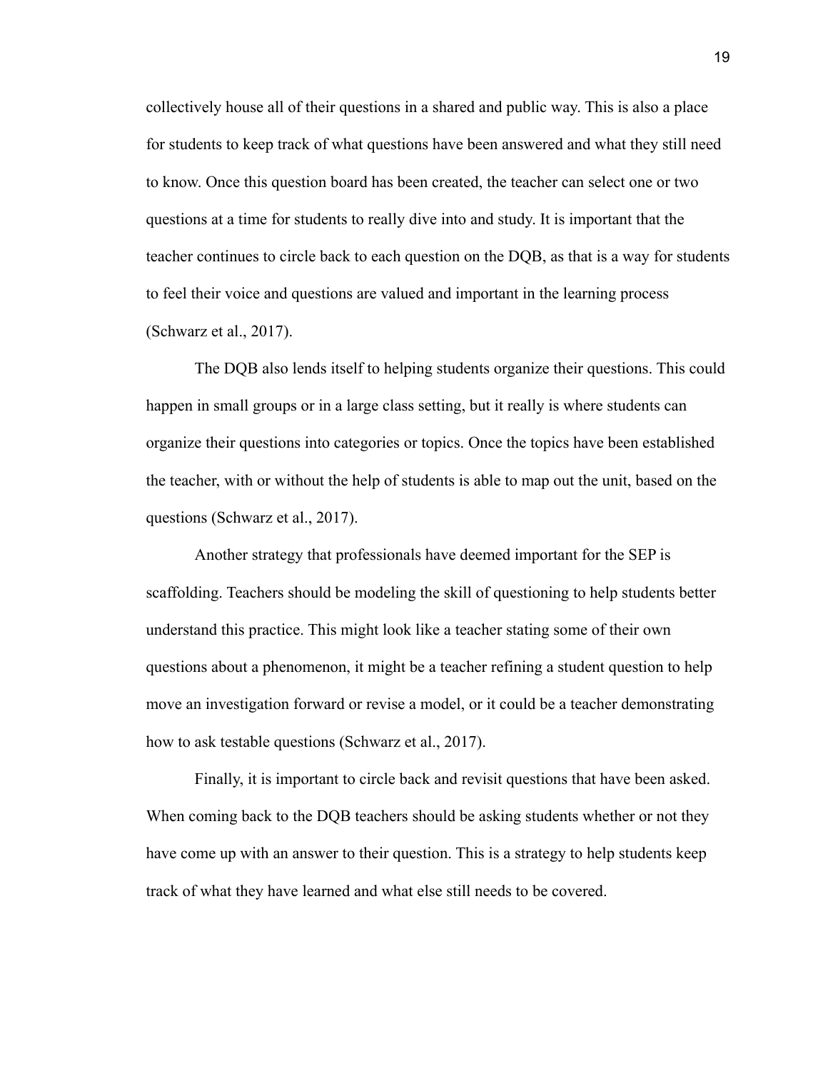collectively house all of their questions in a shared and public way. This is also a place for students to keep track of what questions have been answered and what they still need to know. Once this question board has been created, the teacher can select one or two questions at a time for students to really dive into and study. It is important that the teacher continues to circle back to each question on the DQB, as that is a way for students to feel their voice and questions are valued and important in the learning process (Schwarz et al., 2017).

The DQB also lends itself to helping students organize their questions. This could happen in small groups or in a large class setting, but it really is where students can organize their questions into categories or topics. Once the topics have been established the teacher, with or without the help of students is able to map out the unit, based on the questions (Schwarz et al., 2017).

Another strategy that professionals have deemed important for the SEP is scaffolding. Teachers should be modeling the skill of questioning to help students better understand this practice. This might look like a teacher stating some of their own questions about a phenomenon, it might be a teacher refining a student question to help move an investigation forward or revise a model, or it could be a teacher demonstrating how to ask testable questions (Schwarz et al., 2017).

Finally, it is important to circle back and revisit questions that have been asked. When coming back to the DQB teachers should be asking students whether or not they have come up with an answer to their question. This is a strategy to help students keep track of what they have learned and what else still needs to be covered.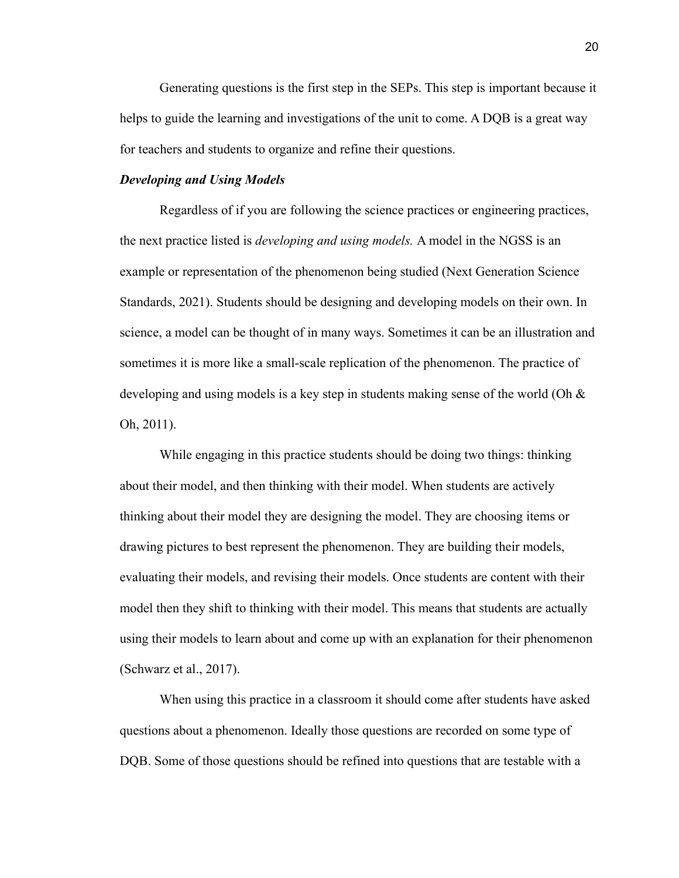Generating questions is the first step in the SEPs. This step is important because it helps to guide the learning and investigations of the unit to come. A DQB is a great way for teachers and students to organize and refine their questions.

### ***Developing and Using Models***

Regardless of if you are following the science practices or engineering practices, the next practice listed is *developing and using models.* A model in the NGSS is an example or representation of the phenomenon being studied (Next Generation Science Standards, 2021). Students should be designing and developing models on their own. In science, a model can be thought of in many ways. Sometimes it can be an illustration and sometimes it is more like a small-scale replication of the phenomenon. The practice of developing and using models is a key step in students making sense of the world (Oh & Oh, 2011).

While engaging in this practice students should be doing two things: thinking about their model, and then thinking with their model. When students are actively thinking about their model they are designing the model. They are choosing items or drawing pictures to best represent the phenomenon. They are building their models, evaluating their models, and revising their models. Once students are content with their model then they shift to thinking with their model. This means that students are actually using their models to learn about and come up with an explanation for their phenomenon (Schwarz et al., 2017).

When using this practice in a classroom it should come after students have asked questions about a phenomenon. Ideally those questions are recorded on some type of DQB. Some of those questions should be refined into questions that are testable with a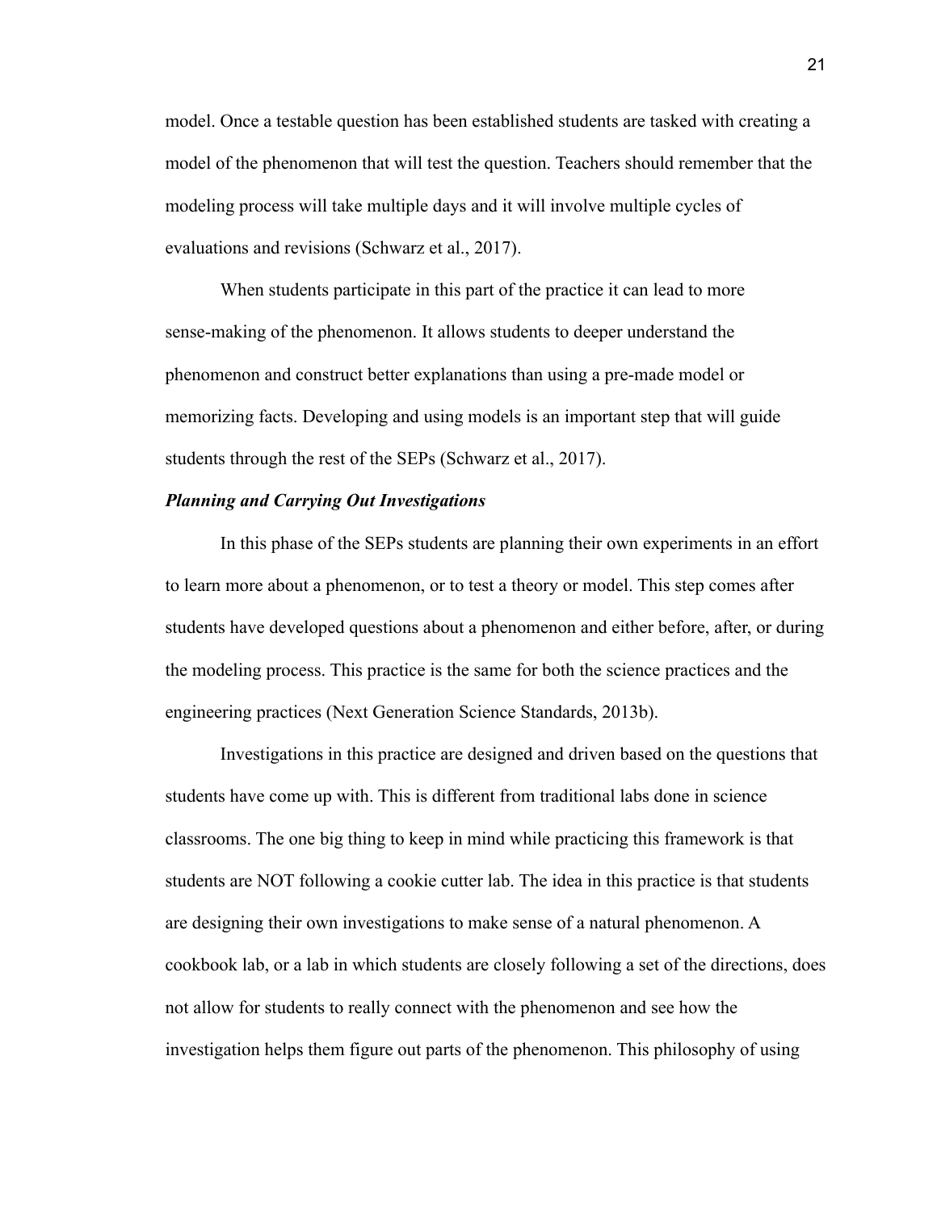model. Once a testable question has been established students are tasked with creating a model of the phenomenon that will test the question. Teachers should remember that the modeling process will take multiple days and it will involve multiple cycles of evaluations and revisions (Schwarz et al., 2017).

When students participate in this part of the practice it can lead to more sense-making of the phenomenon. It allows students to deeper understand the phenomenon and construct better explanations than using a pre-made model or memorizing facts. Developing and using models is an important step that will guide students through the rest of the SEPs (Schwarz et al., 2017).

***Planning and Carrying Out Investigations***

In this phase of the SEPs students are planning their own experiments in an effort to learn more about a phenomenon, or to test a theory or model. This step comes after students have developed questions about a phenomenon and either before, after, or during the modeling process. This practice is the same for both the science practices and the engineering practices (Next Generation Science Standards, 2013b).

Investigations in this practice are designed and driven based on the questions that students have come up with. This is different from traditional labs done in science classrooms. The one big thing to keep in mind while practicing this framework is that students are NOT following a cookie cutter lab. The idea in this practice is that students are designing their own investigations to make sense of a natural phenomenon. A cookbook lab, or a lab in which students are closely following a set of the directions, does not allow for students to really connect with the phenomenon and see how the investigation helps them figure out parts of the phenomenon. This philosophy of using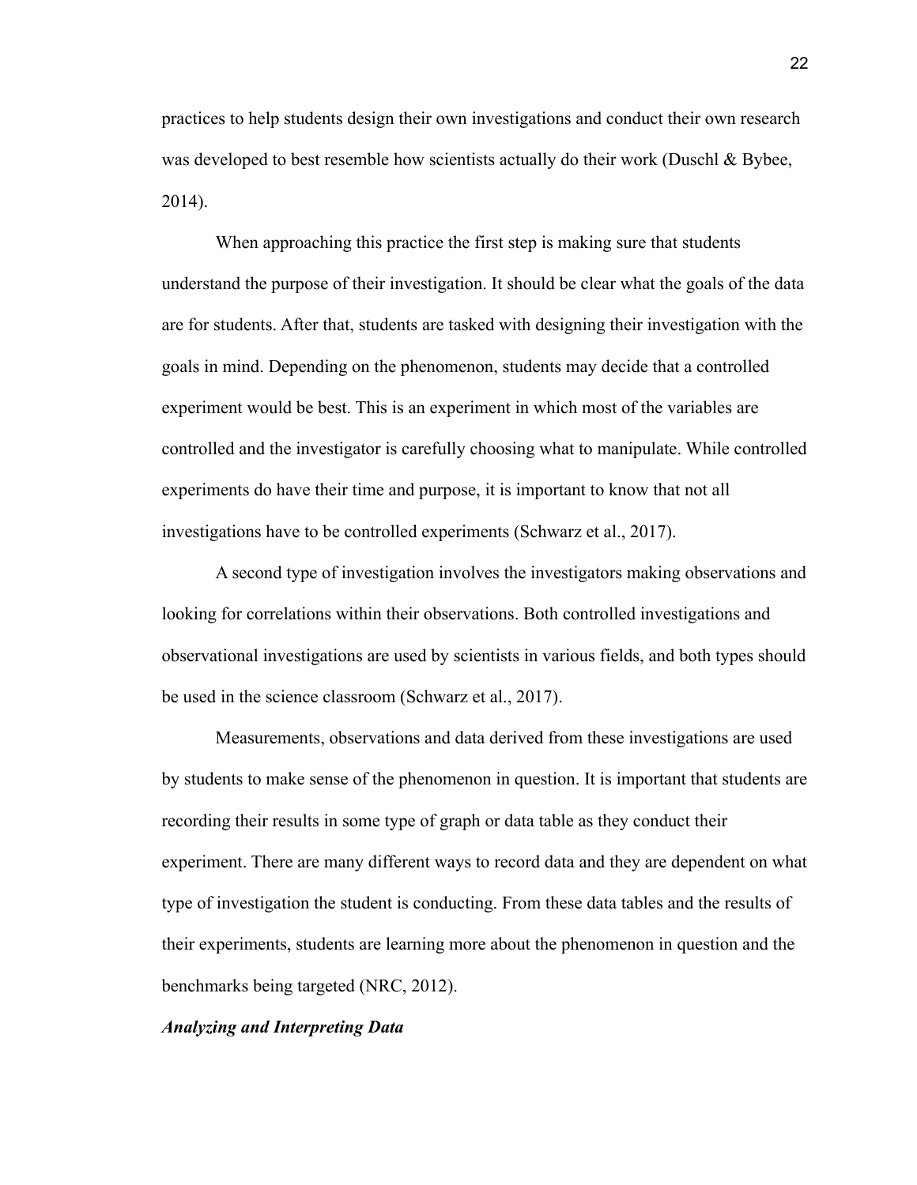practices to help students design their own investigations and conduct their own research was developed to best resemble how scientists actually do their work (Duschl & Bybee, 2014).

When approaching this practice the first step is making sure that students understand the purpose of their investigation. It should be clear what the goals of the data are for students. After that, students are tasked with designing their investigation with the goals in mind. Depending on the phenomenon, students may decide that a controlled experiment would be best. This is an experiment in which most of the variables are controlled and the investigator is carefully choosing what to manipulate. While controlled experiments do have their time and purpose, it is important to know that not all investigations have to be controlled experiments (Schwarz et al., 2017).

A second type of investigation involves the investigators making observations and looking for correlations within their observations. Both controlled investigations and observational investigations are used by scientists in various fields, and both types should be used in the science classroom (Schwarz et al., 2017).

Measurements, observations and data derived from these investigations are used by students to make sense of the phenomenon in question. It is important that students are recording their results in some type of graph or data table as they conduct their experiment. There are many different ways to record data and they are dependent on what type of investigation the student is conducting. From these data tables and the results of their experiments, students are learning more about the phenomenon in question and the benchmarks being targeted (NRC, 2012).

### *Analyzing and Interpreting Data*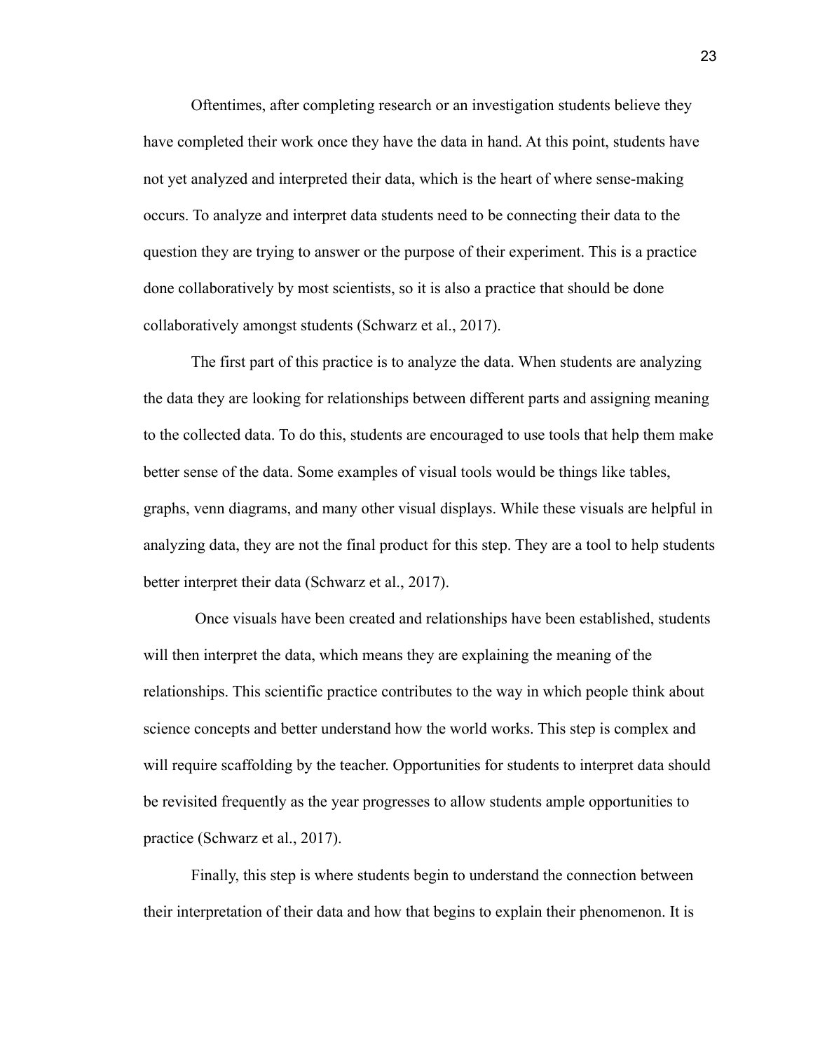Oftentimes, after completing research or an investigation students believe they have completed their work once they have the data in hand. At this point, students have not yet analyzed and interpreted their data, which is the heart of where sense-making occurs. To analyze and interpret data students need to be connecting their data to the question they are trying to answer or the purpose of their experiment. This is a practice done collaboratively by most scientists, so it is also a practice that should be done collaboratively amongst students (Schwarz et al., 2017).

The first part of this practice is to analyze the data. When students are analyzing the data they are looking for relationships between different parts and assigning meaning to the collected data. To do this, students are encouraged to use tools that help them make better sense of the data. Some examples of visual tools would be things like tables, graphs, venn diagrams, and many other visual displays. While these visuals are helpful in analyzing data, they are not the final product for this step. They are a tool to help students better interpret their data (Schwarz et al., 2017).

Once visuals have been created and relationships have been established, students will then interpret the data, which means they are explaining the meaning of the relationships. This scientific practice contributes to the way in which people think about science concepts and better understand how the world works. This step is complex and will require scaffolding by the teacher. Opportunities for students to interpret data should be revisited frequently as the year progresses to allow students ample opportunities to practice (Schwarz et al., 2017).

Finally, this step is where students begin to understand the connection between their interpretation of their data and how that begins to explain their phenomenon. It is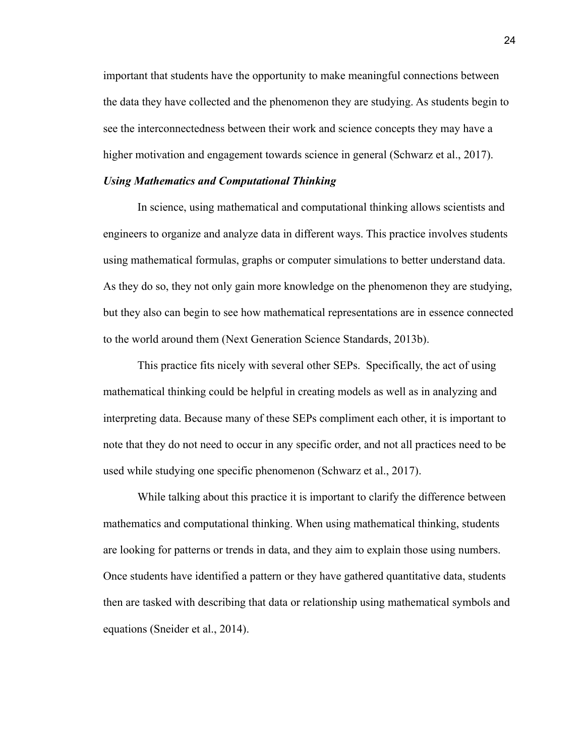important that students have the opportunity to make meaningful connections between the data they have collected and the phenomenon they are studying. As students begin to see the interconnectedness between their work and science concepts they may have a higher motivation and engagement towards science in general (Schwarz et al., 2017).

### *Using Mathematics and Computational Thinking*

In science, using mathematical and computational thinking allows scientists and engineers to organize and analyze data in different ways. This practice involves students using mathematical formulas, graphs or computer simulations to better understand data. As they do so, they not only gain more knowledge on the phenomenon they are studying, but they also can begin to see how mathematical representations are in essence connected to the world around them (Next Generation Science Standards, 2013b).

This practice fits nicely with several other SEPs. Specifically, the act of using mathematical thinking could be helpful in creating models as well as in analyzing and interpreting data. Because many of these SEPs compliment each other, it is important to note that they do not need to occur in any specific order, and not all practices need to be used while studying one specific phenomenon (Schwarz et al., 2017).

While talking about this practice it is important to clarify the difference between mathematics and computational thinking. When using mathematical thinking, students are looking for patterns or trends in data, and they aim to explain those using numbers. Once students have identified a pattern or they have gathered quantitative data, students then are tasked with describing that data or relationship using mathematical symbols and equations (Sneider et al., 2014).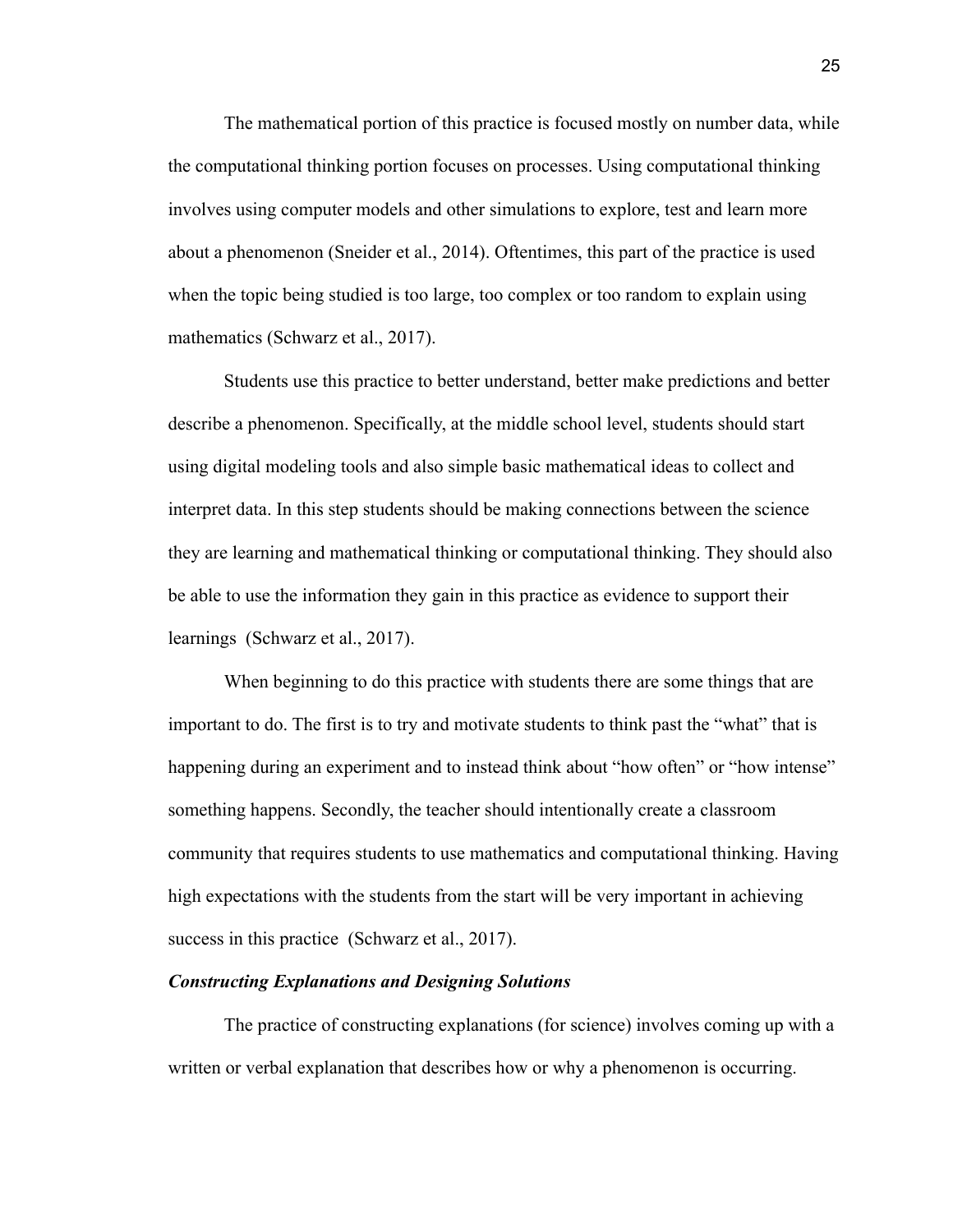The mathematical portion of this practice is focused mostly on number data, while the computational thinking portion focuses on processes. Using computational thinking involves using computer models and other simulations to explore, test and learn more about a phenomenon (Sneider et al., 2014). Oftentimes, this part of the practice is used when the topic being studied is too large, too complex or too random to explain using mathematics (Schwarz et al., 2017).

Students use this practice to better understand, better make predictions and better describe a phenomenon. Specifically, at the middle school level, students should start using digital modeling tools and also simple basic mathematical ideas to collect and interpret data. In this step students should be making connections between the science they are learning and mathematical thinking or computational thinking. They should also be able to use the information they gain in this practice as evidence to support their learnings (Schwarz et al., 2017).

When beginning to do this practice with students there are some things that are important to do. The first is to try and motivate students to think past the "what" that is happening during an experiment and to instead think about "how often" or "how intense" something happens. Secondly, the teacher should intentionally create a classroom community that requires students to use mathematics and computational thinking. Having high expectations with the students from the start will be very important in achieving success in this practice (Schwarz et al., 2017).

### *Constructing Explanations and Designing Solutions*

The practice of constructing explanations (for science) involves coming up with a written or verbal explanation that describes how or why a phenomenon is occurring.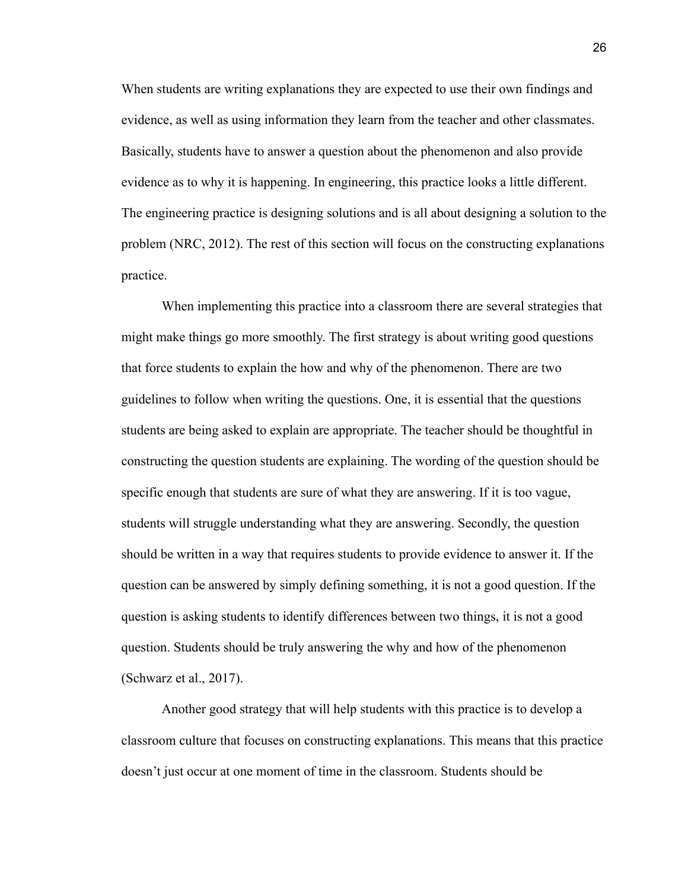When students are writing explanations they are expected to use their own findings and evidence, as well as using information they learn from the teacher and other classmates. Basically, students have to answer a question about the phenomenon and also provide evidence as to why it is happening. In engineering, this practice looks a little different. The engineering practice is designing solutions and is all about designing a solution to the problem (NRC, 2012). The rest of this section will focus on the constructing explanations practice.

When implementing this practice into a classroom there are several strategies that might make things go more smoothly. The first strategy is about writing good questions that force students to explain the how and why of the phenomenon. There are two guidelines to follow when writing the questions. One, it is essential that the questions students are being asked to explain are appropriate. The teacher should be thoughtful in constructing the question students are explaining. The wording of the question should be specific enough that students are sure of what they are answering. If it is too vague, students will struggle understanding what they are answering. Secondly, the question should be written in a way that requires students to provide evidence to answer it. If the question can be answered by simply defining something, it is not a good question. If the question is asking students to identify differences between two things, it is not a good question. Students should be truly answering the why and how of the phenomenon (Schwarz et al., 2017).

Another good strategy that will help students with this practice is to develop a classroom culture that focuses on constructing explanations. This means that this practice doesn't just occur at one moment of time in the classroom. Students should be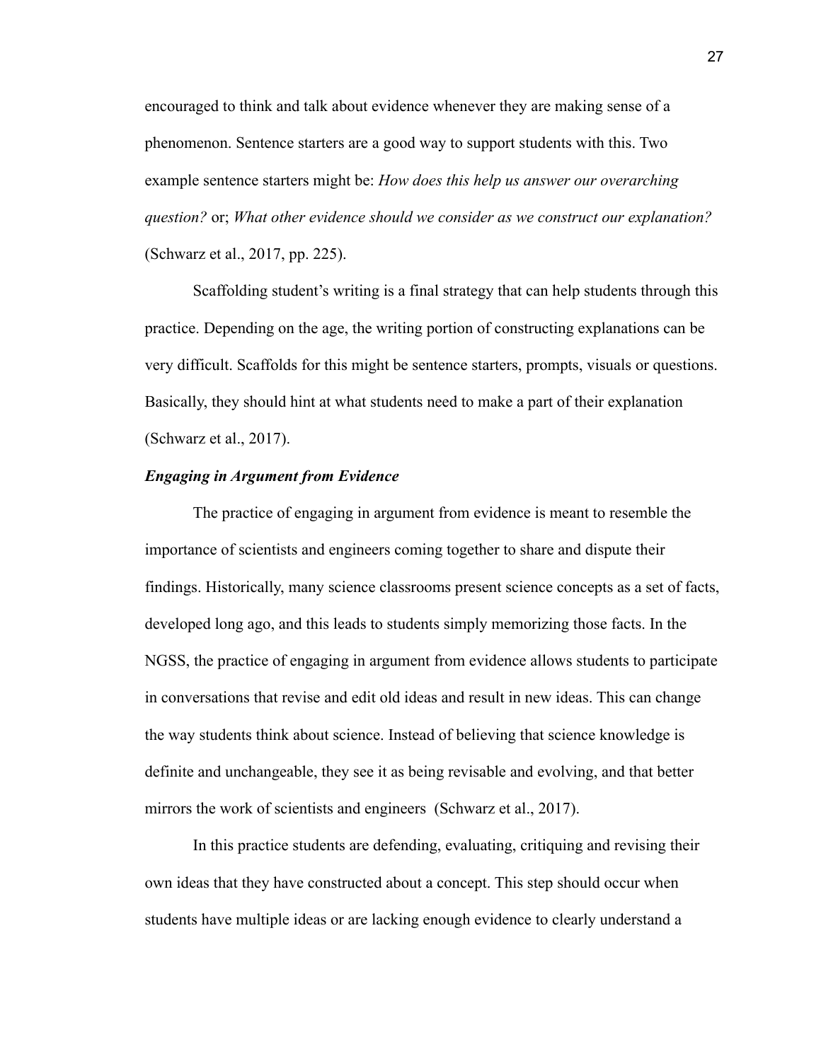encouraged to think and talk about evidence whenever they are making sense of a phenomenon. Sentence starters are a good way to support students with this. Two example sentence starters might be: *How does this help us answer our overarching question?* or; *What other evidence should we consider as we construct our explanation?* (Schwarz et al., 2017, pp. 225).

Scaffolding student's writing is a final strategy that can help students through this practice. Depending on the age, the writing portion of constructing explanations can be very difficult. Scaffolds for this might be sentence starters, prompts, visuals or questions. Basically, they should hint at what students need to make a part of their explanation (Schwarz et al., 2017).

### *Engaging in Argument from Evidence*

The practice of engaging in argument from evidence is meant to resemble the importance of scientists and engineers coming together to share and dispute their findings. Historically, many science classrooms present science concepts as a set of facts, developed long ago, and this leads to students simply memorizing those facts. In the NGSS, the practice of engaging in argument from evidence allows students to participate in conversations that revise and edit old ideas and result in new ideas. This can change the way students think about science. Instead of believing that science knowledge is definite and unchangeable, they see it as being revisable and evolving, and that better mirrors the work of scientists and engineers (Schwarz et al., 2017).

In this practice students are defending, evaluating, critiquing and revising their own ideas that they have constructed about a concept. This step should occur when students have multiple ideas or are lacking enough evidence to clearly understand a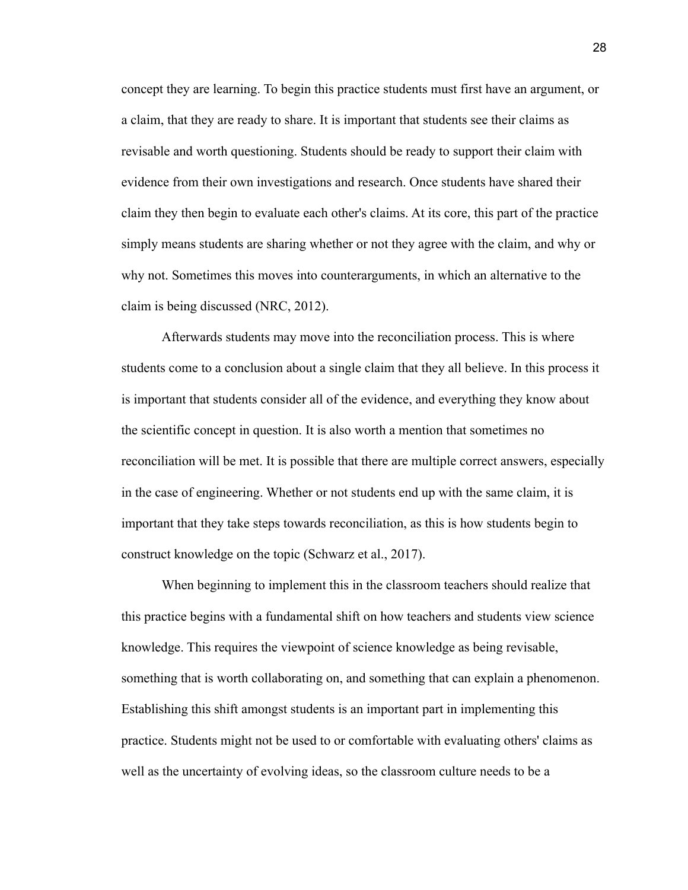concept they are learning. To begin this practice students must first have an argument, or a claim, that they are ready to share. It is important that students see their claims as revisable and worth questioning. Students should be ready to support their claim with evidence from their own investigations and research. Once students have shared their claim they then begin to evaluate each other's claims. At its core, this part of the practice simply means students are sharing whether or not they agree with the claim, and why or why not. Sometimes this moves into counterarguments, in which an alternative to the claim is being discussed (NRC, 2012).

Afterwards students may move into the reconciliation process. This is where students come to a conclusion about a single claim that they all believe. In this process it is important that students consider all of the evidence, and everything they know about the scientific concept in question. It is also worth a mention that sometimes no reconciliation will be met. It is possible that there are multiple correct answers, especially in the case of engineering. Whether or not students end up with the same claim, it is important that they take steps towards reconciliation, as this is how students begin to construct knowledge on the topic (Schwarz et al., 2017).

When beginning to implement this in the classroom teachers should realize that this practice begins with a fundamental shift on how teachers and students view science knowledge. This requires the viewpoint of science knowledge as being revisable, something that is worth collaborating on, and something that can explain a phenomenon. Establishing this shift amongst students is an important part in implementing this practice. Students might not be used to or comfortable with evaluating others' claims as well as the uncertainty of evolving ideas, so the classroom culture needs to be a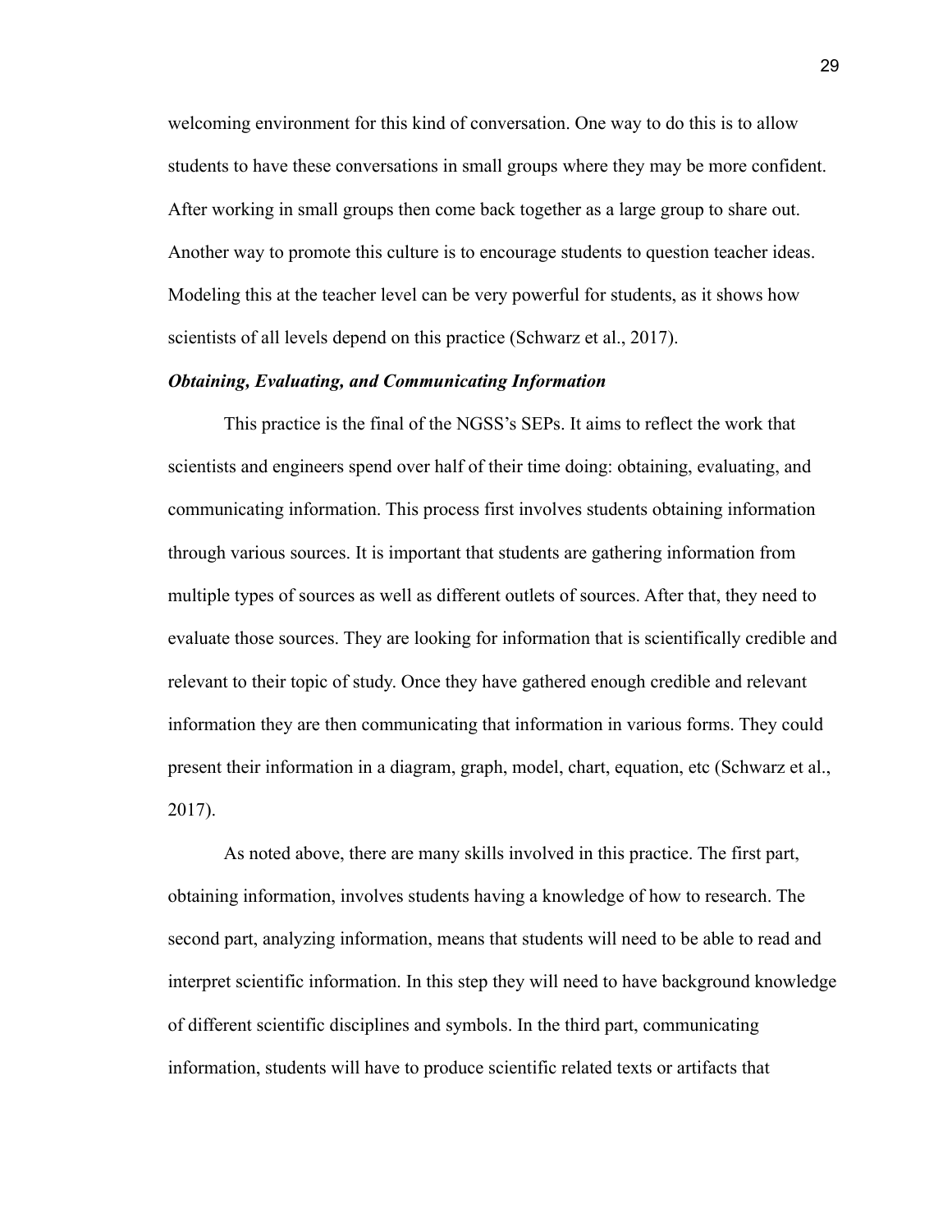welcoming environment for this kind of conversation. One way to do this is to allow students to have these conversations in small groups where they may be more confident. After working in small groups then come back together as a large group to share out. Another way to promote this culture is to encourage students to question teacher ideas. Modeling this at the teacher level can be very powerful for students, as it shows how scientists of all levels depend on this practice (Schwarz et al., 2017).

### *Obtaining, Evaluating, and Communicating Information*

This practice is the final of the NGSS's SEPs. It aims to reflect the work that scientists and engineers spend over half of their time doing: obtaining, evaluating, and communicating information. This process first involves students obtaining information through various sources. It is important that students are gathering information from multiple types of sources as well as different outlets of sources. After that, they need to evaluate those sources. They are looking for information that is scientifically credible and relevant to their topic of study. Once they have gathered enough credible and relevant information they are then communicating that information in various forms. They could present their information in a diagram, graph, model, chart, equation, etc (Schwarz et al., 2017).

As noted above, there are many skills involved in this practice. The first part, obtaining information, involves students having a knowledge of how to research. The second part, analyzing information, means that students will need to be able to read and interpret scientific information. In this step they will need to have background knowledge of different scientific disciplines and symbols. In the third part, communicating information, students will have to produce scientific related texts or artifacts that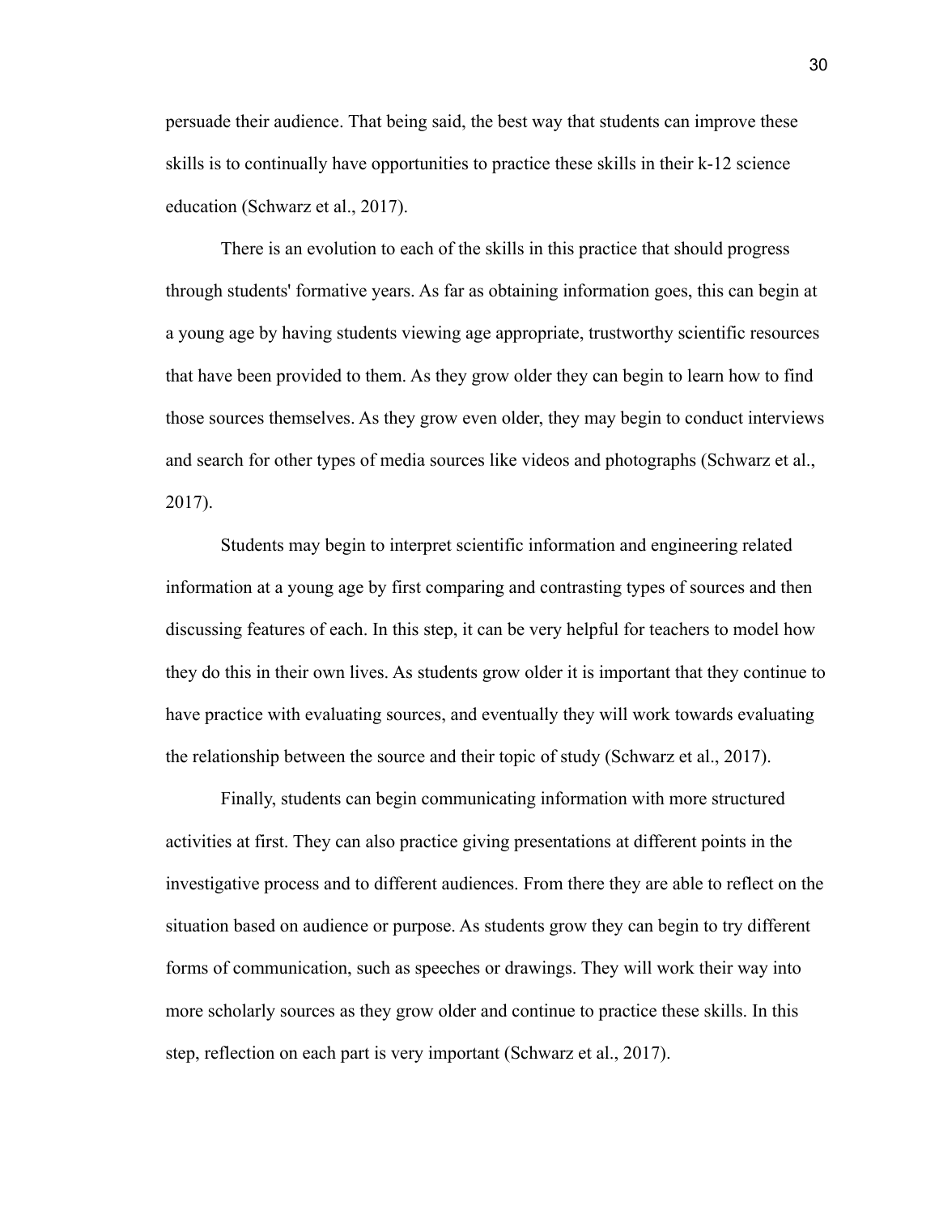persuade their audience. That being said, the best way that students can improve these skills is to continually have opportunities to practice these skills in their k-12 science education (Schwarz et al., 2017).

There is an evolution to each of the skills in this practice that should progress through students' formative years. As far as obtaining information goes, this can begin at a young age by having students viewing age appropriate, trustworthy scientific resources that have been provided to them. As they grow older they can begin to learn how to find those sources themselves. As they grow even older, they may begin to conduct interviews and search for other types of media sources like videos and photographs (Schwarz et al., 2017).

Students may begin to interpret scientific information and engineering related information at a young age by first comparing and contrasting types of sources and then discussing features of each. In this step, it can be very helpful for teachers to model how they do this in their own lives. As students grow older it is important that they continue to have practice with evaluating sources, and eventually they will work towards evaluating the relationship between the source and their topic of study (Schwarz et al., 2017).

Finally, students can begin communicating information with more structured activities at first. They can also practice giving presentations at different points in the investigative process and to different audiences. From there they are able to reflect on the situation based on audience or purpose. As students grow they can begin to try different forms of communication, such as speeches or drawings. They will work their way into more scholarly sources as they grow older and continue to practice these skills. In this step, reflection on each part is very important (Schwarz et al., 2017).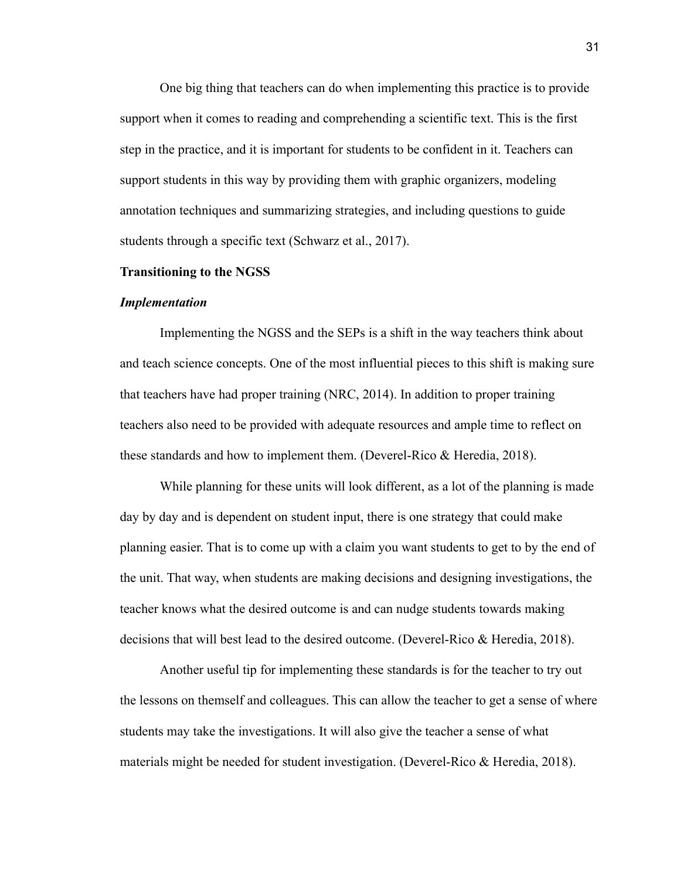One big thing that teachers can do when implementing this practice is to provide support when it comes to reading and comprehending a scientific text. This is the first step in the practice, and it is important for students to be confident in it. Teachers can support students in this way by providing them with graphic organizers, modeling annotation techniques and summarizing strategies, and including questions to guide students through a specific text (Schwarz et al., 2017).

## Transitioning to the NGSS

### *Implementation*

Implementing the NGSS and the SEPs is a shift in the way teachers think about and teach science concepts. One of the most influential pieces to this shift is making sure that teachers have had proper training (NRC, 2014). In addition to proper training teachers also need to be provided with adequate resources and ample time to reflect on these standards and how to implement them. (Deverel-Rico & Heredia, 2018).

While planning for these units will look different, as a lot of the planning is made day by day and is dependent on student input, there is one strategy that could make planning easier. That is to come up with a claim you want students to get to by the end of the unit. That way, when students are making decisions and designing investigations, the teacher knows what the desired outcome is and can nudge students towards making decisions that will best lead to the desired outcome. (Deverel-Rico & Heredia, 2018).

Another useful tip for implementing these standards is for the teacher to try out the lessons on themself and colleagues. This can allow the teacher to get a sense of where students may take the investigations. It will also give the teacher a sense of what materials might be needed for student investigation. (Deverel-Rico & Heredia, 2018).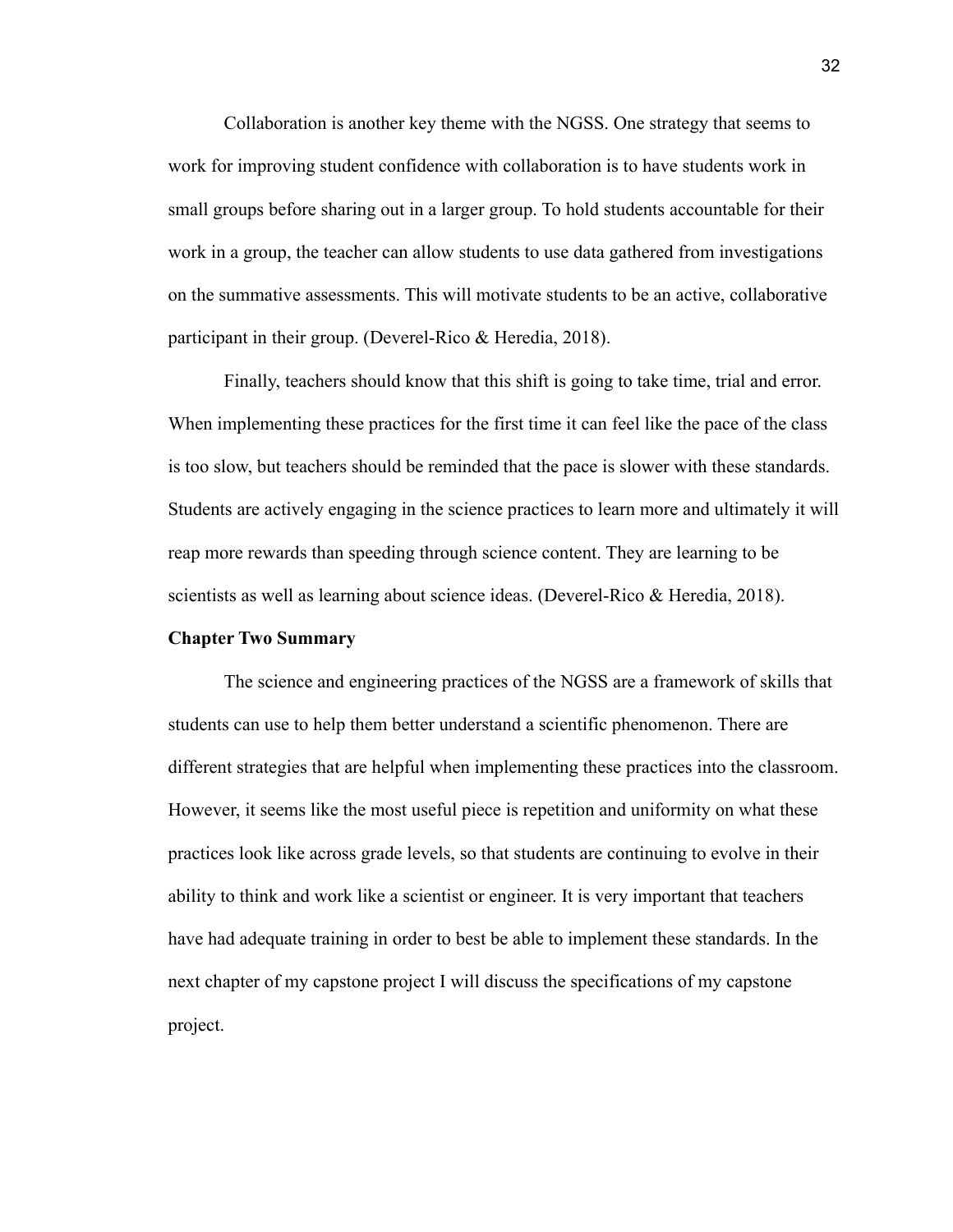Collaboration is another key theme with the NGSS. One strategy that seems to work for improving student confidence with collaboration is to have students work in small groups before sharing out in a larger group. To hold students accountable for their work in a group, the teacher can allow students to use data gathered from investigations on the summative assessments. This will motivate students to be an active, collaborative participant in their group. (Deverel-Rico & Heredia, 2018).

Finally, teachers should know that this shift is going to take time, trial and error. When implementing these practices for the first time it can feel like the pace of the class is too slow, but teachers should be reminded that the pace is slower with these standards. Students are actively engaging in the science practices to learn more and ultimately it will reap more rewards than speeding through science content. They are learning to be scientists as well as learning about science ideas. (Deverel-Rico & Heredia, 2018).

**Chapter Two Summary**

The science and engineering practices of the NGSS are a framework of skills that students can use to help them better understand a scientific phenomenon. There are different strategies that are helpful when implementing these practices into the classroom. However, it seems like the most useful piece is repetition and uniformity on what these practices look like across grade levels, so that students are continuing to evolve in their ability to think and work like a scientist or engineer. It is very important that teachers have had adequate training in order to best be able to implement these standards. In the next chapter of my capstone project I will discuss the specifications of my capstone project.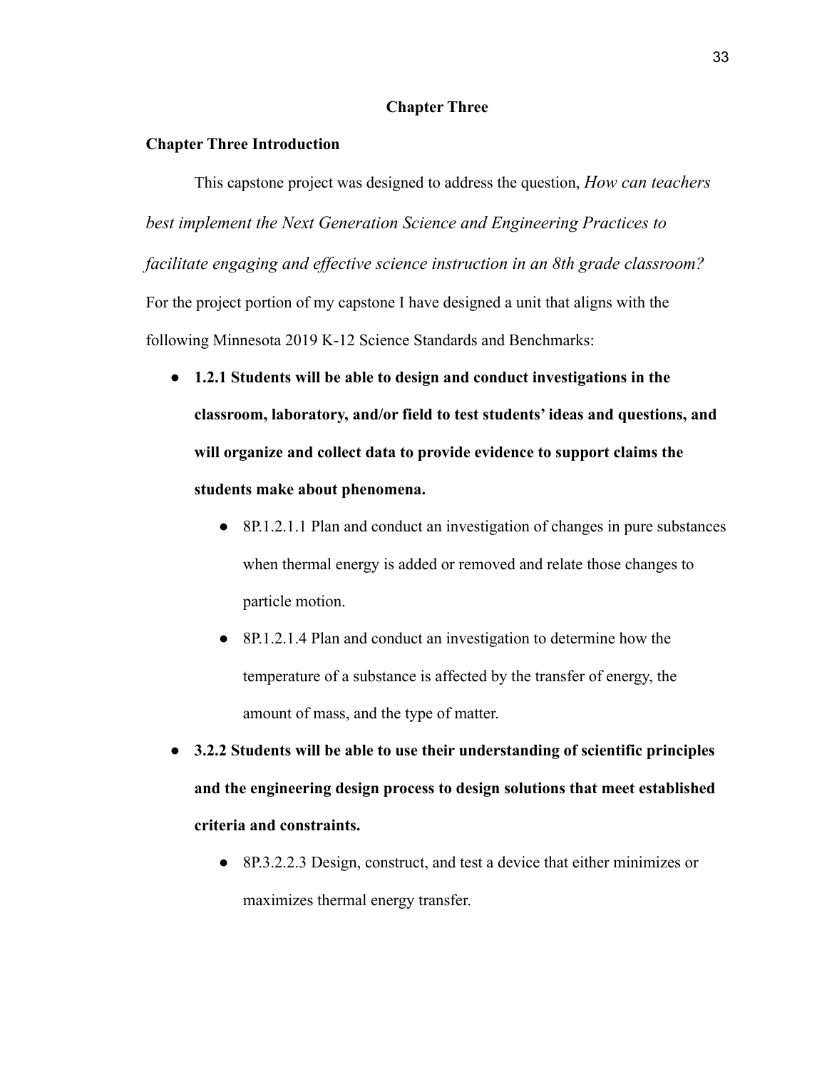# Chapter Three

## Chapter Three Introduction

This capstone project was designed to address the question, *How can teachers best implement the Next Generation Science and Engineering Practices to facilitate engaging and effective science instruction in an 8th grade classroom?* For the project portion of my capstone I have designed a unit that aligns with the following Minnesota 2019 K-12 Science Standards and Benchmarks:

- **1.2.1 Students will be able to design and conduct investigations in the classroom, laboratory, and/or field to test students' ideas and questions, and will organize and collect data to provide evidence to support claims the students make about phenomena.**
  - 8P.1.2.1.1 Plan and conduct an investigation of changes in pure substances when thermal energy is added or removed and relate those changes to particle motion.
  - 8P.1.2.1.4 Plan and conduct an investigation to determine how the temperature of a substance is affected by the transfer of energy, the amount of mass, and the type of matter.
- **3.2.2 Students will be able to use their understanding of scientific principles and the engineering design process to design solutions that meet established criteria and constraints.**
  - 8P.3.2.2.3 Design, construct, and test a device that either minimizes or maximizes thermal energy transfer.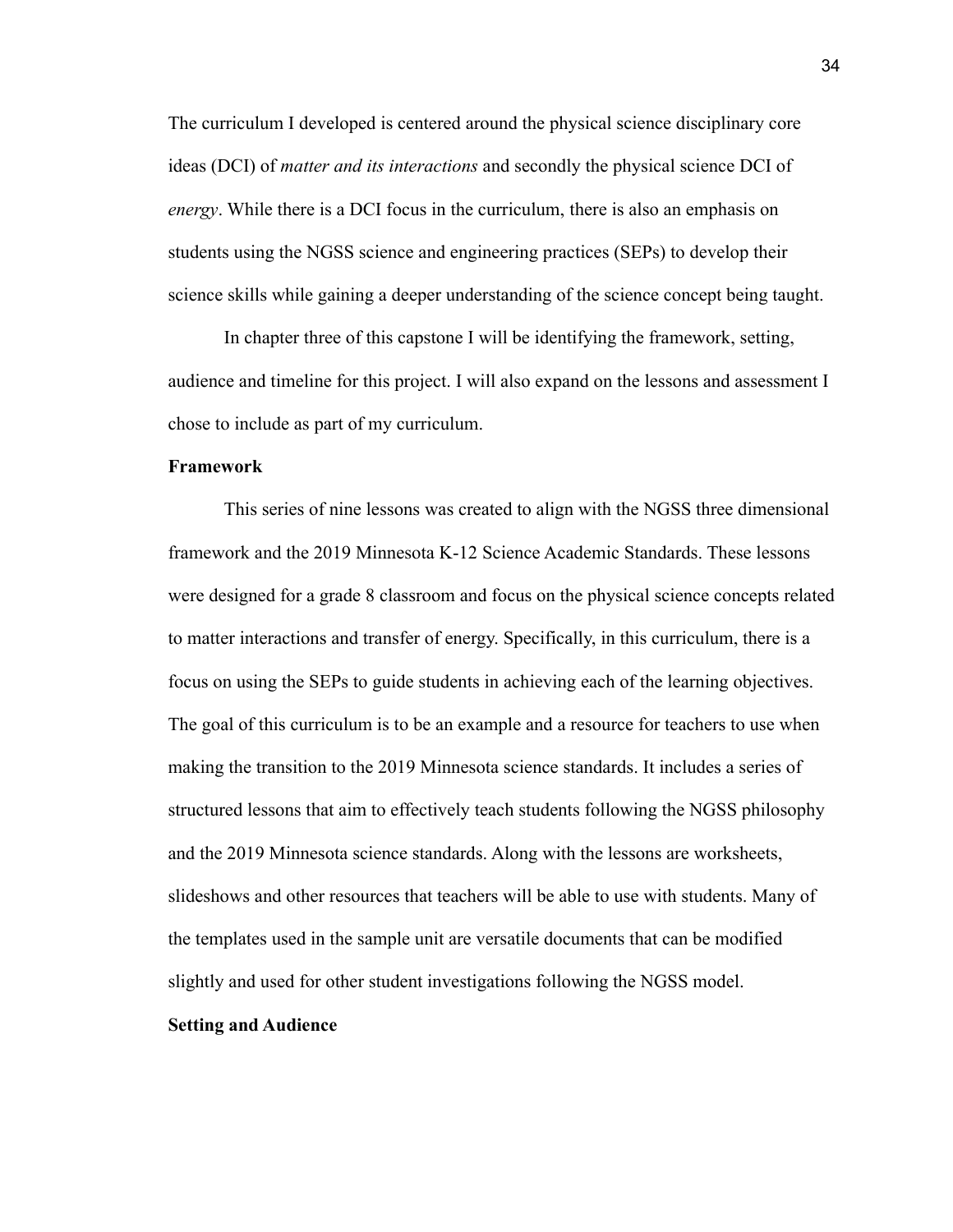The curriculum I developed is centered around the physical science disciplinary core ideas (DCI) of *matter and its interactions* and secondly the physical science DCI of *energy*. While there is a DCI focus in the curriculum, there is also an emphasis on students using the NGSS science and engineering practices (SEPs) to develop their science skills while gaining a deeper understanding of the science concept being taught.

In chapter three of this capstone I will be identifying the framework, setting, audience and timeline for this project. I will also expand on the lessons and assessment I chose to include as part of my curriculum.

**Framework**

This series of nine lessons was created to align with the NGSS three dimensional framework and the 2019 Minnesota K-12 Science Academic Standards. These lessons were designed for a grade 8 classroom and focus on the physical science concepts related to matter interactions and transfer of energy. Specifically, in this curriculum, there is a focus on using the SEPs to guide students in achieving each of the learning objectives. The goal of this curriculum is to be an example and a resource for teachers to use when making the transition to the 2019 Minnesota science standards. It includes a series of structured lessons that aim to effectively teach students following the NGSS philosophy and the 2019 Minnesota science standards. Along with the lessons are worksheets, slideshows and other resources that teachers will be able to use with students. Many of the templates used in the sample unit are versatile documents that can be modified slightly and used for other student investigations following the NGSS model.

**Setting and Audience**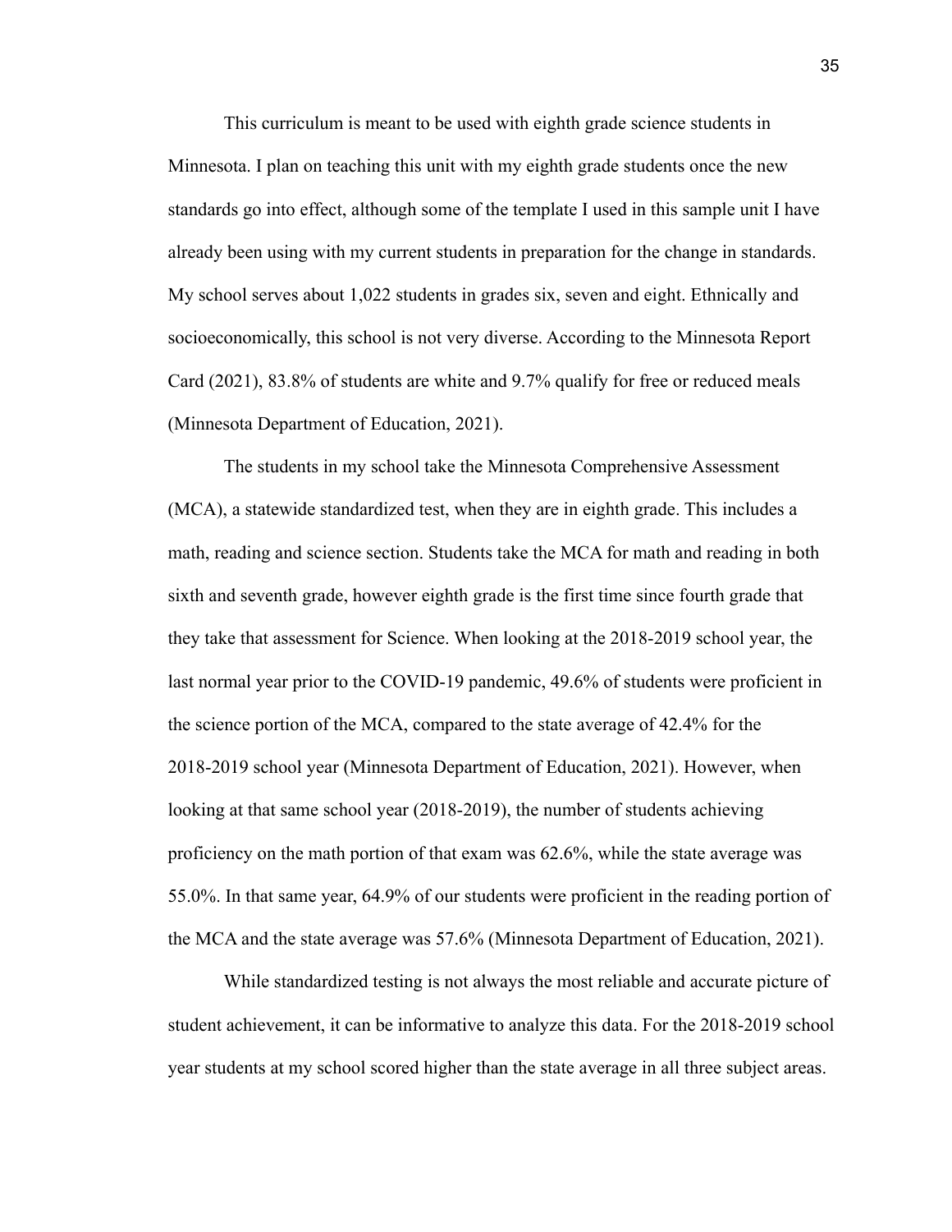This curriculum is meant to be used with eighth grade science students in Minnesota. I plan on teaching this unit with my eighth grade students once the new standards go into effect, although some of the template I used in this sample unit I have already been using with my current students in preparation for the change in standards. My school serves about 1,022 students in grades six, seven and eight. Ethnically and socioeconomically, this school is not very diverse. According to the Minnesota Report Card (2021), 83.8% of students are white and 9.7% qualify for free or reduced meals (Minnesota Department of Education, 2021).

The students in my school take the Minnesota Comprehensive Assessment (MCA), a statewide standardized test, when they are in eighth grade. This includes a math, reading and science section. Students take the MCA for math and reading in both sixth and seventh grade, however eighth grade is the first time since fourth grade that they take that assessment for Science. When looking at the 2018-2019 school year, the last normal year prior to the COVID-19 pandemic, 49.6% of students were proficient in the science portion of the MCA, compared to the state average of 42.4% for the 2018-2019 school year (Minnesota Department of Education, 2021). However, when looking at that same school year (2018-2019), the number of students achieving proficiency on the math portion of that exam was 62.6%, while the state average was 55.0%. In that same year, 64.9% of our students were proficient in the reading portion of the MCA and the state average was 57.6% (Minnesota Department of Education, 2021).

While standardized testing is not always the most reliable and accurate picture of student achievement, it can be informative to analyze this data. For the 2018-2019 school year students at my school scored higher than the state average in all three subject areas.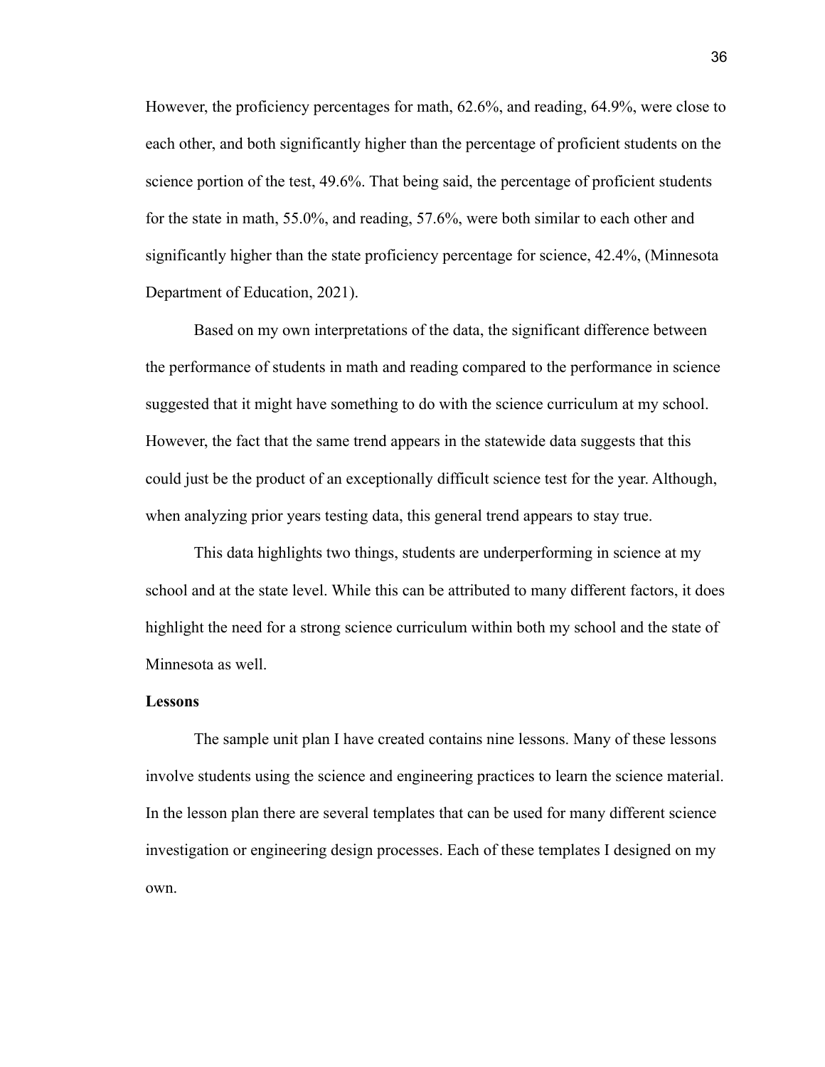However, the proficiency percentages for math, 62.6%, and reading, 64.9%, were close to each other, and both significantly higher than the percentage of proficient students on the science portion of the test, 49.6%. That being said, the percentage of proficient students for the state in math, 55.0%, and reading, 57.6%, were both similar to each other and significantly higher than the state proficiency percentage for science, 42.4%, (Minnesota Department of Education, 2021).

Based on my own interpretations of the data, the significant difference between the performance of students in math and reading compared to the performance in science suggested that it might have something to do with the science curriculum at my school. However, the fact that the same trend appears in the statewide data suggests that this could just be the product of an exceptionally difficult science test for the year. Although, when analyzing prior years testing data, this general trend appears to stay true.

This data highlights two things, students are underperforming in science at my school and at the state level. While this can be attributed to many different factors, it does highlight the need for a strong science curriculum within both my school and the state of Minnesota as well.

**Lessons**

The sample unit plan I have created contains nine lessons. Many of these lessons involve students using the science and engineering practices to learn the science material. In the lesson plan there are several templates that can be used for many different science investigation or engineering design processes. Each of these templates I designed on my own.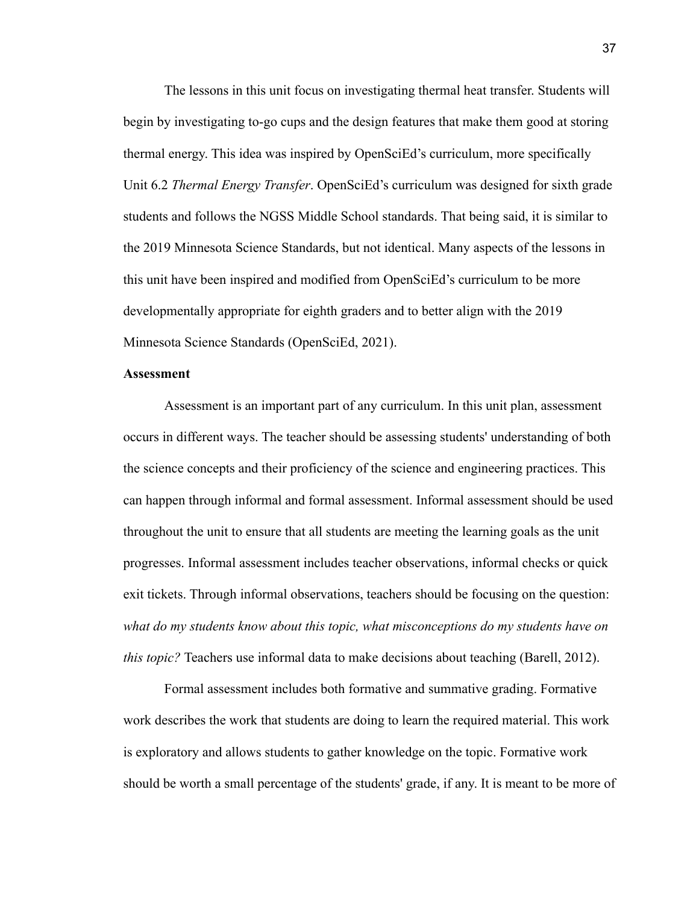The lessons in this unit focus on investigating thermal heat transfer. Students will begin by investigating to-go cups and the design features that make them good at storing thermal energy. This idea was inspired by OpenSciEd's curriculum, more specifically Unit 6.2 *Thermal Energy Transfer*. OpenSciEd's curriculum was designed for sixth grade students and follows the NGSS Middle School standards. That being said, it is similar to the 2019 Minnesota Science Standards, but not identical. Many aspects of the lessons in this unit have been inspired and modified from OpenSciEd's curriculum to be more developmentally appropriate for eighth graders and to better align with the 2019 Minnesota Science Standards (OpenSciEd, 2021).

**Assessment**

Assessment is an important part of any curriculum. In this unit plan, assessment occurs in different ways. The teacher should be assessing students' understanding of both the science concepts and their proficiency of the science and engineering practices. This can happen through informal and formal assessment. Informal assessment should be used throughout the unit to ensure that all students are meeting the learning goals as the unit progresses. Informal assessment includes teacher observations, informal checks or quick exit tickets. Through informal observations, teachers should be focusing on the question: *what do my students know about this topic, what misconceptions do my students have on this topic?* Teachers use informal data to make decisions about teaching (Barell, 2012).

Formal assessment includes both formative and summative grading. Formative work describes the work that students are doing to learn the required material. This work is exploratory and allows students to gather knowledge on the topic. Formative work should be worth a small percentage of the students' grade, if any. It is meant to be more of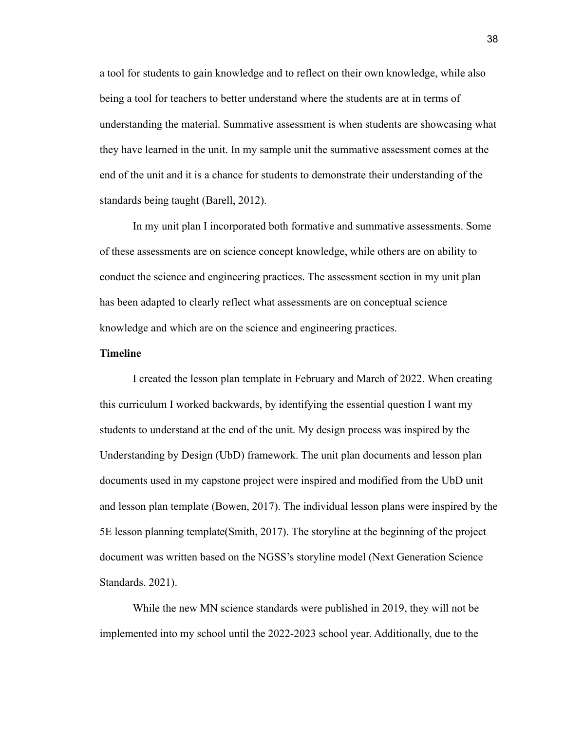a tool for students to gain knowledge and to reflect on their own knowledge, while also being a tool for teachers to better understand where the students are at in terms of understanding the material. Summative assessment is when students are showcasing what they have learned in the unit. In my sample unit the summative assessment comes at the end of the unit and it is a chance for students to demonstrate their understanding of the standards being taught (Barell, 2012).

In my unit plan I incorporated both formative and summative assessments. Some of these assessments are on science concept knowledge, while others are on ability to conduct the science and engineering practices. The assessment section in my unit plan has been adapted to clearly reflect what assessments are on conceptual science knowledge and which are on the science and engineering practices.

**Timeline**

I created the lesson plan template in February and March of 2022. When creating this curriculum I worked backwards, by identifying the essential question I want my students to understand at the end of the unit. My design process was inspired by the Understanding by Design (UbD) framework. The unit plan documents and lesson plan documents used in my capstone project were inspired and modified from the UbD unit and lesson plan template (Bowen, 2017). The individual lesson plans were inspired by the 5E lesson planning template(Smith, 2017). The storyline at the beginning of the project document was written based on the NGSS's storyline model (Next Generation Science Standards. 2021).

While the new MN science standards were published in 2019, they will not be implemented into my school until the 2022-2023 school year. Additionally, due to the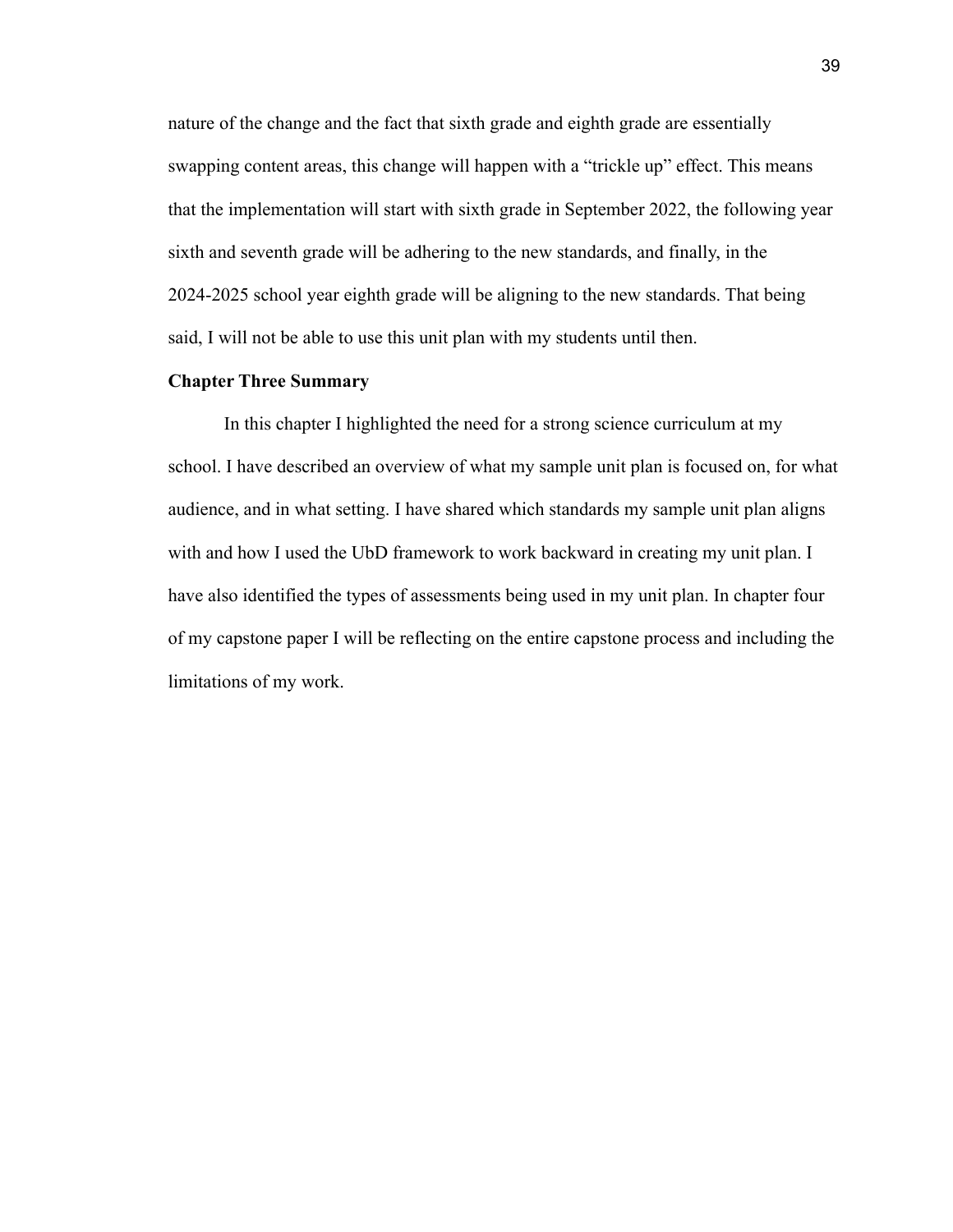nature of the change and the fact that sixth grade and eighth grade are essentially swapping content areas, this change will happen with a "trickle up" effect. This means that the implementation will start with sixth grade in September 2022, the following year sixth and seventh grade will be adhering to the new standards, and finally, in the 2024-2025 school year eighth grade will be aligning to the new standards. That being said, I will not be able to use this unit plan with my students until then.

**Chapter Three Summary**

In this chapter I highlighted the need for a strong science curriculum at my school. I have described an overview of what my sample unit plan is focused on, for what audience, and in what setting. I have shared which standards my sample unit plan aligns with and how I used the UbD framework to work backward in creating my unit plan. I have also identified the types of assessments being used in my unit plan. In chapter four of my capstone paper I will be reflecting on the entire capstone process and including the limitations of my work.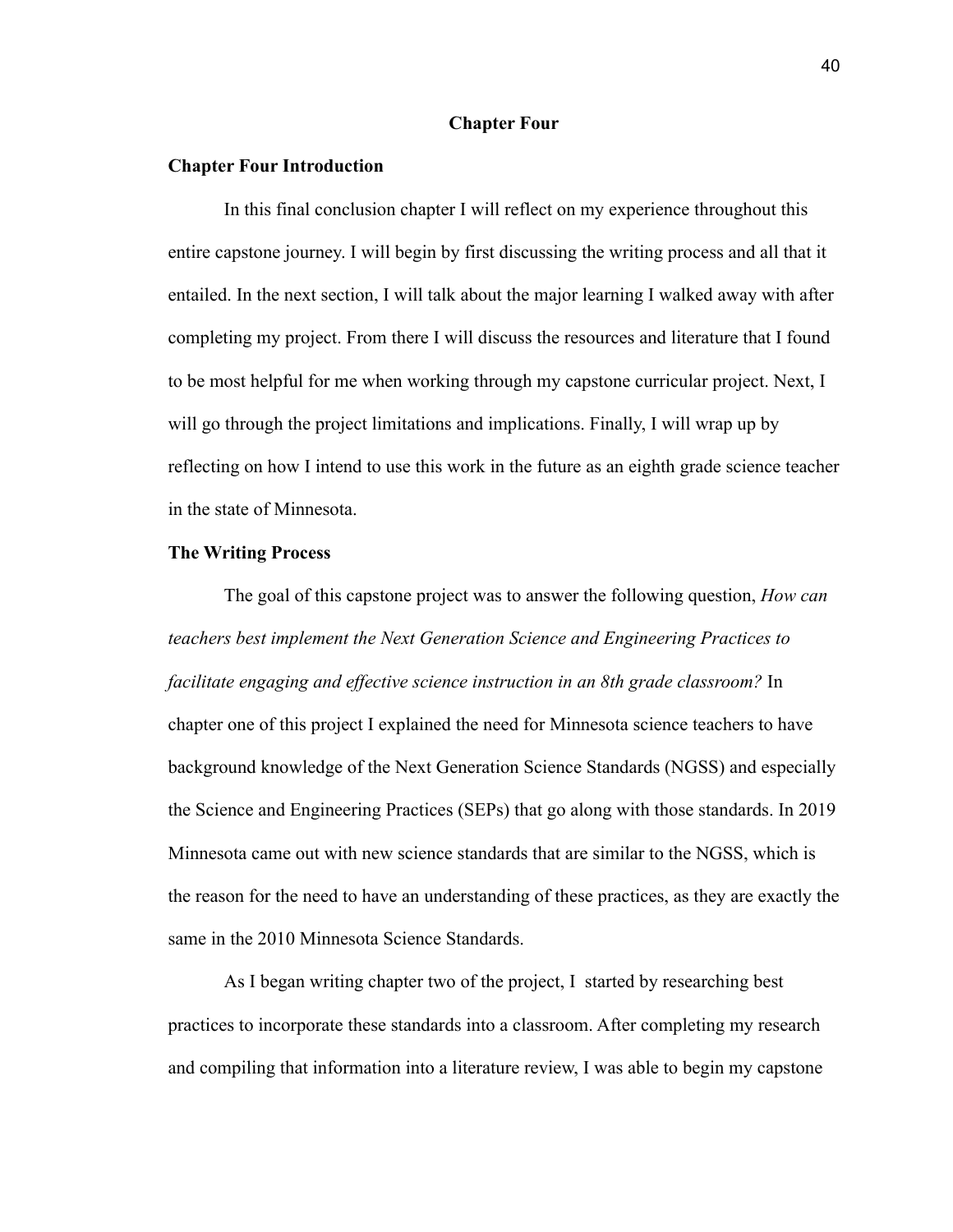# Chapter Four

## Chapter Four Introduction

In this final conclusion chapter I will reflect on my experience throughout this entire capstone journey. I will begin by first discussing the writing process and all that it entailed. In the next section, I will talk about the major learning I walked away with after completing my project. From there I will discuss the resources and literature that I found to be most helpful for me when working through my capstone curricular project. Next, I will go through the project limitations and implications. Finally, I will wrap up by reflecting on how I intend to use this work in the future as an eighth grade science teacher in the state of Minnesota.

## The Writing Process

The goal of this capstone project was to answer the following question, *How can teachers best implement the Next Generation Science and Engineering Practices to facilitate engaging and effective science instruction in an 8th grade classroom?* In chapter one of this project I explained the need for Minnesota science teachers to have background knowledge of the Next Generation Science Standards (NGSS) and especially the Science and Engineering Practices (SEPs) that go along with those standards. In 2019 Minnesota came out with new science standards that are similar to the NGSS, which is the reason for the need to have an understanding of these practices, as they are exactly the same in the 2010 Minnesota Science Standards.

As I began writing chapter two of the project, I started by researching best practices to incorporate these standards into a classroom. After completing my research and compiling that information into a literature review, I was able to begin my capstone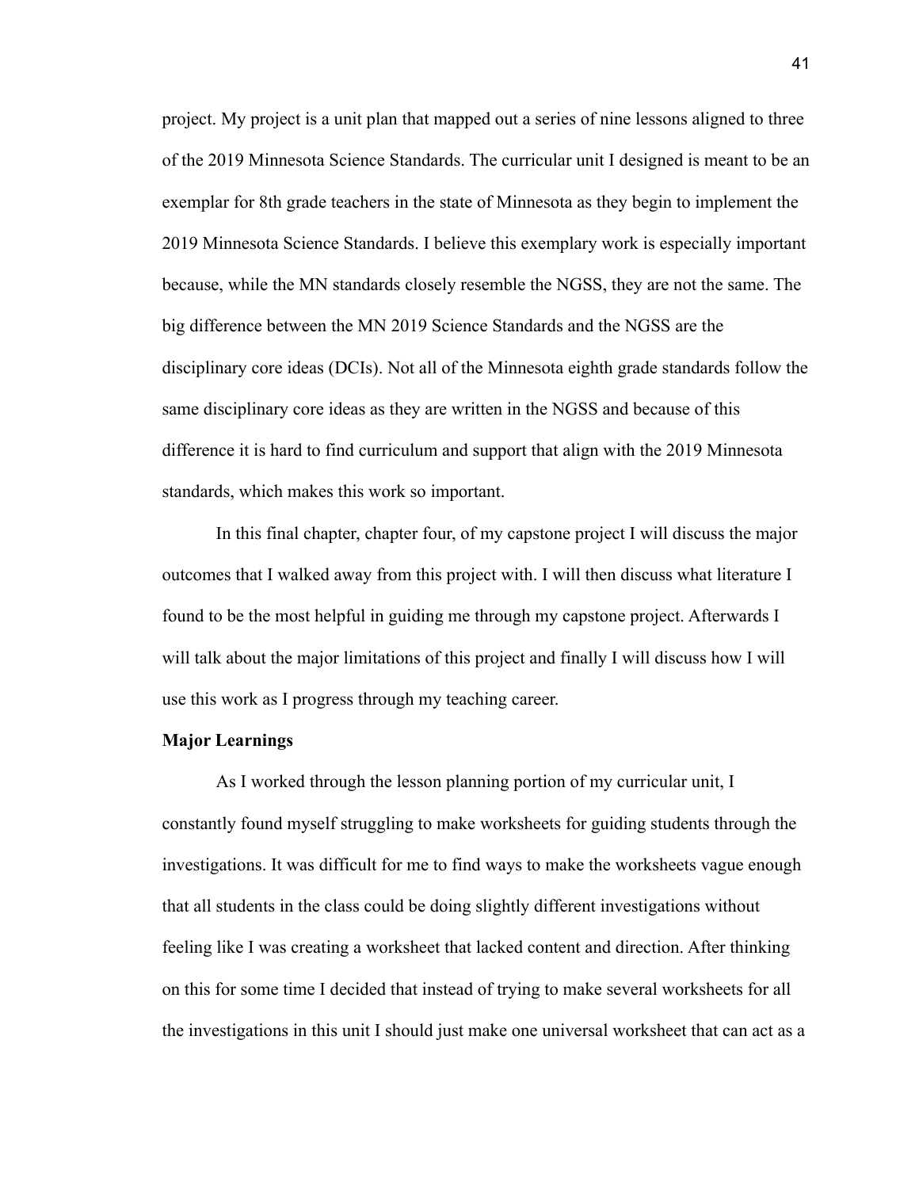project. My project is a unit plan that mapped out a series of nine lessons aligned to three of the 2019 Minnesota Science Standards. The curricular unit I designed is meant to be an exemplar for 8th grade teachers in the state of Minnesota as they begin to implement the 2019 Minnesota Science Standards. I believe this exemplary work is especially important because, while the MN standards closely resemble the NGSS, they are not the same. The big difference between the MN 2019 Science Standards and the NGSS are the disciplinary core ideas (DCIs). Not all of the Minnesota eighth grade standards follow the same disciplinary core ideas as they are written in the NGSS and because of this difference it is hard to find curriculum and support that align with the 2019 Minnesota standards, which makes this work so important.

In this final chapter, chapter four, of my capstone project I will discuss the major outcomes that I walked away from this project with. I will then discuss what literature I found to be the most helpful in guiding me through my capstone project. Afterwards I will talk about the major limitations of this project and finally I will discuss how I will use this work as I progress through my teaching career.

**Major Learnings**

As I worked through the lesson planning portion of my curricular unit, I constantly found myself struggling to make worksheets for guiding students through the investigations. It was difficult for me to find ways to make the worksheets vague enough that all students in the class could be doing slightly different investigations without feeling like I was creating a worksheet that lacked content and direction. After thinking on this for some time I decided that instead of trying to make several worksheets for all the investigations in this unit I should just make one universal worksheet that can act as a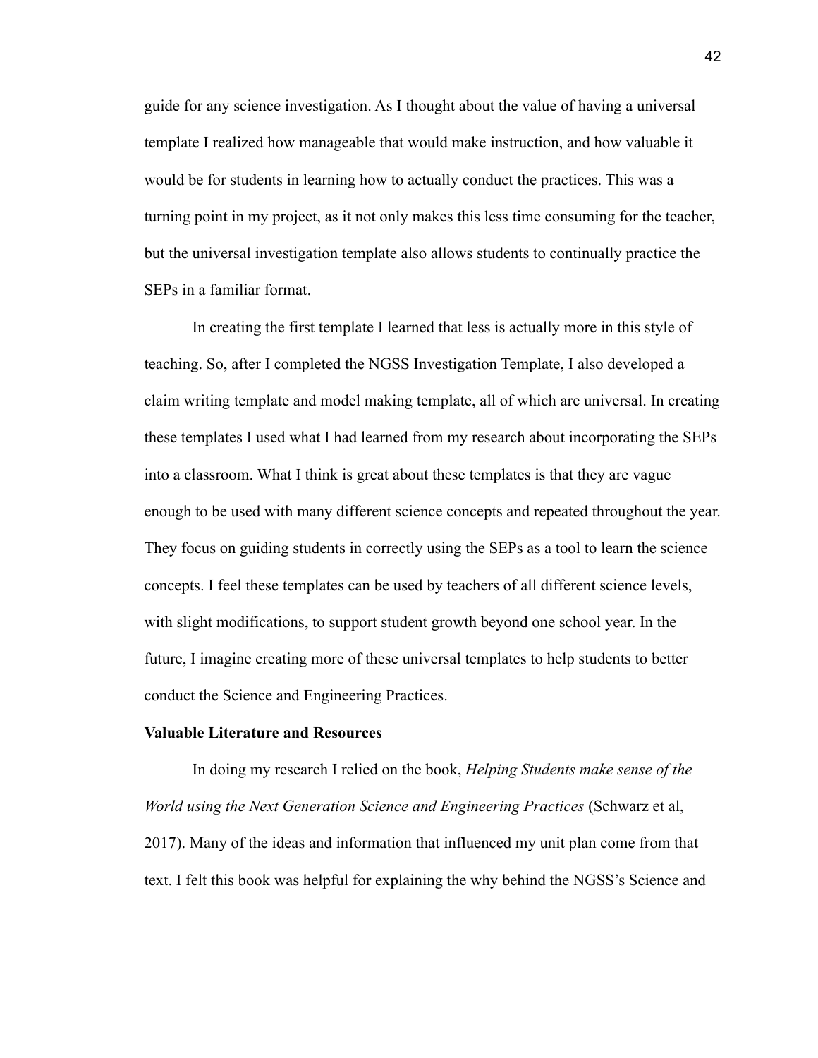guide for any science investigation. As I thought about the value of having a universal template I realized how manageable that would make instruction, and how valuable it would be for students in learning how to actually conduct the practices. This was a turning point in my project, as it not only makes this less time consuming for the teacher, but the universal investigation template also allows students to continually practice the SEPs in a familiar format.

In creating the first template I learned that less is actually more in this style of teaching. So, after I completed the NGSS Investigation Template, I also developed a claim writing template and model making template, all of which are universal. In creating these templates I used what I had learned from my research about incorporating the SEPs into a classroom. What I think is great about these templates is that they are vague enough to be used with many different science concepts and repeated throughout the year. They focus on guiding students in correctly using the SEPs as a tool to learn the science concepts. I feel these templates can be used by teachers of all different science levels, with slight modifications, to support student growth beyond one school year. In the future, I imagine creating more of these universal templates to help students to better conduct the Science and Engineering Practices.

**Valuable Literature and Resources**

In doing my research I relied on the book, *Helping Students make sense of the World using the Next Generation Science and Engineering Practices* (Schwarz et al, 2017). Many of the ideas and information that influenced my unit plan come from that text. I felt this book was helpful for explaining the why behind the NGSS's Science and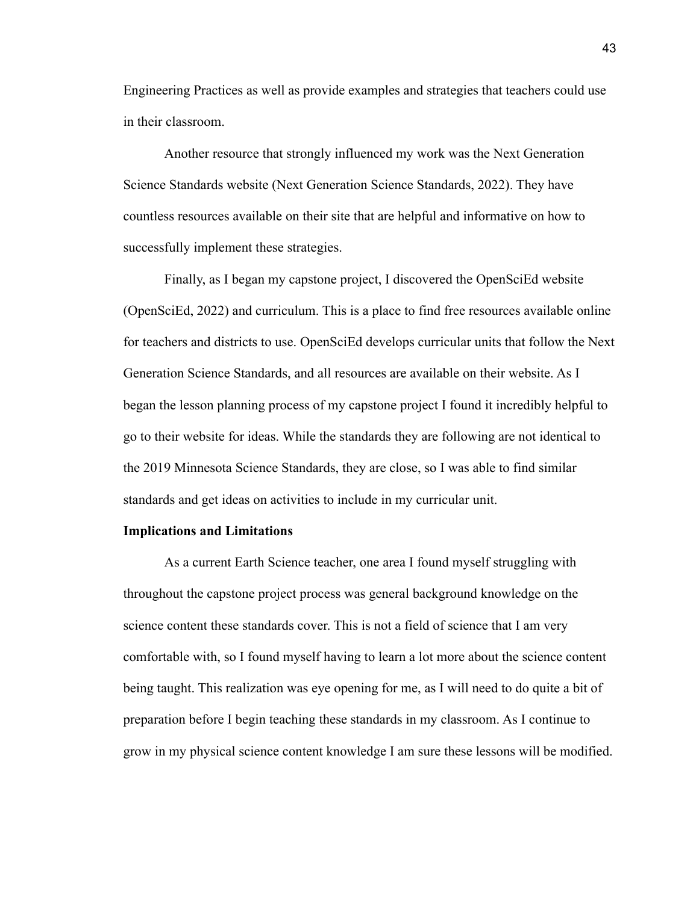Engineering Practices as well as provide examples and strategies that teachers could use in their classroom.

Another resource that strongly influenced my work was the Next Generation Science Standards website (Next Generation Science Standards, 2022). They have countless resources available on their site that are helpful and informative on how to successfully implement these strategies.

Finally, as I began my capstone project, I discovered the OpenSciEd website (OpenSciEd, 2022) and curriculum. This is a place to find free resources available online for teachers and districts to use. OpenSciEd develops curricular units that follow the Next Generation Science Standards, and all resources are available on their website. As I began the lesson planning process of my capstone project I found it incredibly helpful to go to their website for ideas. While the standards they are following are not identical to the 2019 Minnesota Science Standards, they are close, so I was able to find similar standards and get ideas on activities to include in my curricular unit.

**Implications and Limitations**

As a current Earth Science teacher, one area I found myself struggling with throughout the capstone project process was general background knowledge on the science content these standards cover. This is not a field of science that I am very comfortable with, so I found myself having to learn a lot more about the science content being taught. This realization was eye opening for me, as I will need to do quite a bit of preparation before I begin teaching these standards in my classroom. As I continue to grow in my physical science content knowledge I am sure these lessons will be modified.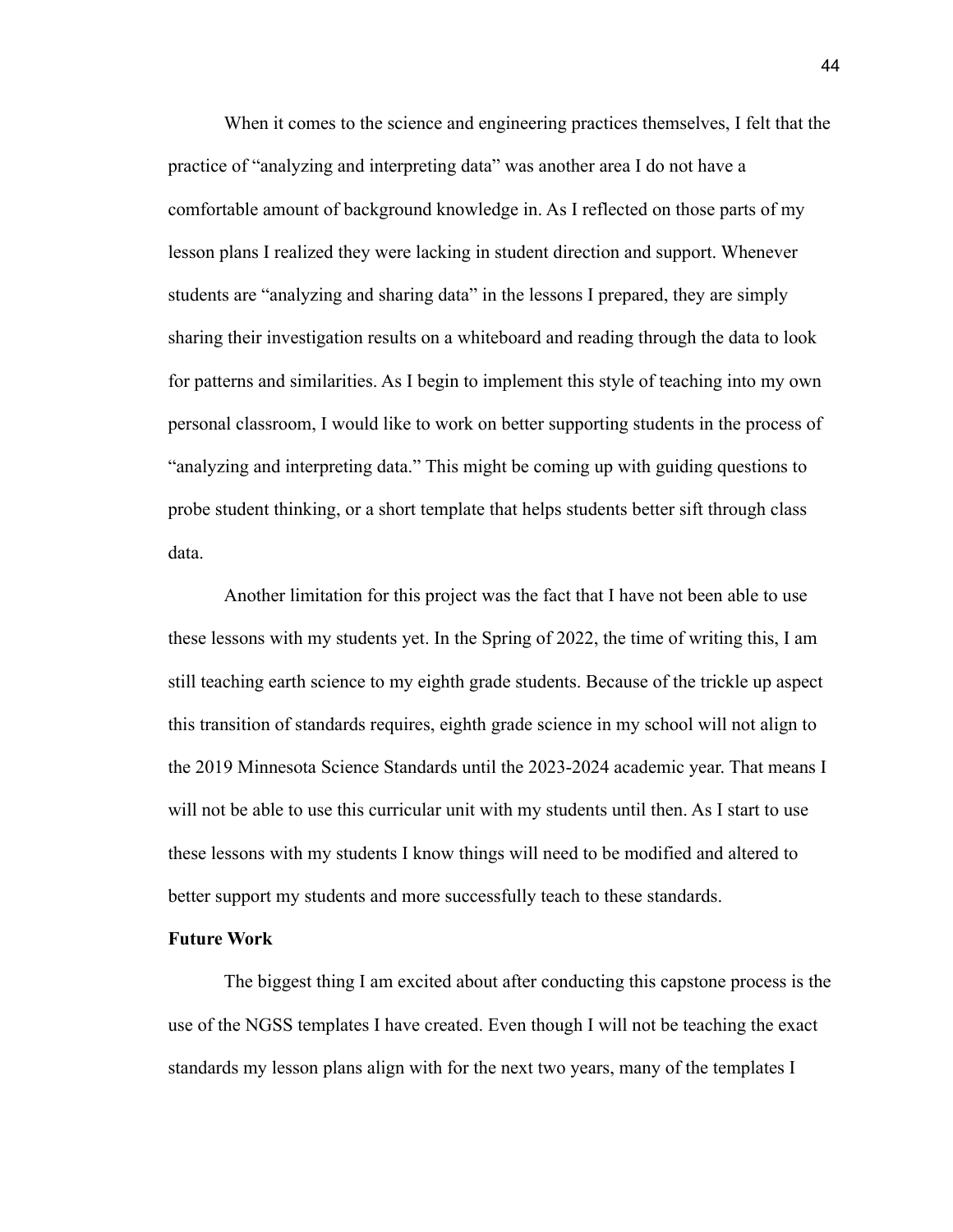When it comes to the science and engineering practices themselves, I felt that the practice of "analyzing and interpreting data" was another area I do not have a comfortable amount of background knowledge in. As I reflected on those parts of my lesson plans I realized they were lacking in student direction and support. Whenever students are "analyzing and sharing data" in the lessons I prepared, they are simply sharing their investigation results on a whiteboard and reading through the data to look for patterns and similarities. As I begin to implement this style of teaching into my own personal classroom, I would like to work on better supporting students in the process of "analyzing and interpreting data." This might be coming up with guiding questions to probe student thinking, or a short template that helps students better sift through class data.

Another limitation for this project was the fact that I have not been able to use these lessons with my students yet. In the Spring of 2022, the time of writing this, I am still teaching earth science to my eighth grade students. Because of the trickle up aspect this transition of standards requires, eighth grade science in my school will not align to the 2019 Minnesota Science Standards until the 2023-2024 academic year. That means I will not be able to use this curricular unit with my students until then. As I start to use these lessons with my students I know things will need to be modified and altered to better support my students and more successfully teach to these standards.

**Future Work**

The biggest thing I am excited about after conducting this capstone process is the use of the NGSS templates I have created. Even though I will not be teaching the exact standards my lesson plans align with for the next two years, many of the templates I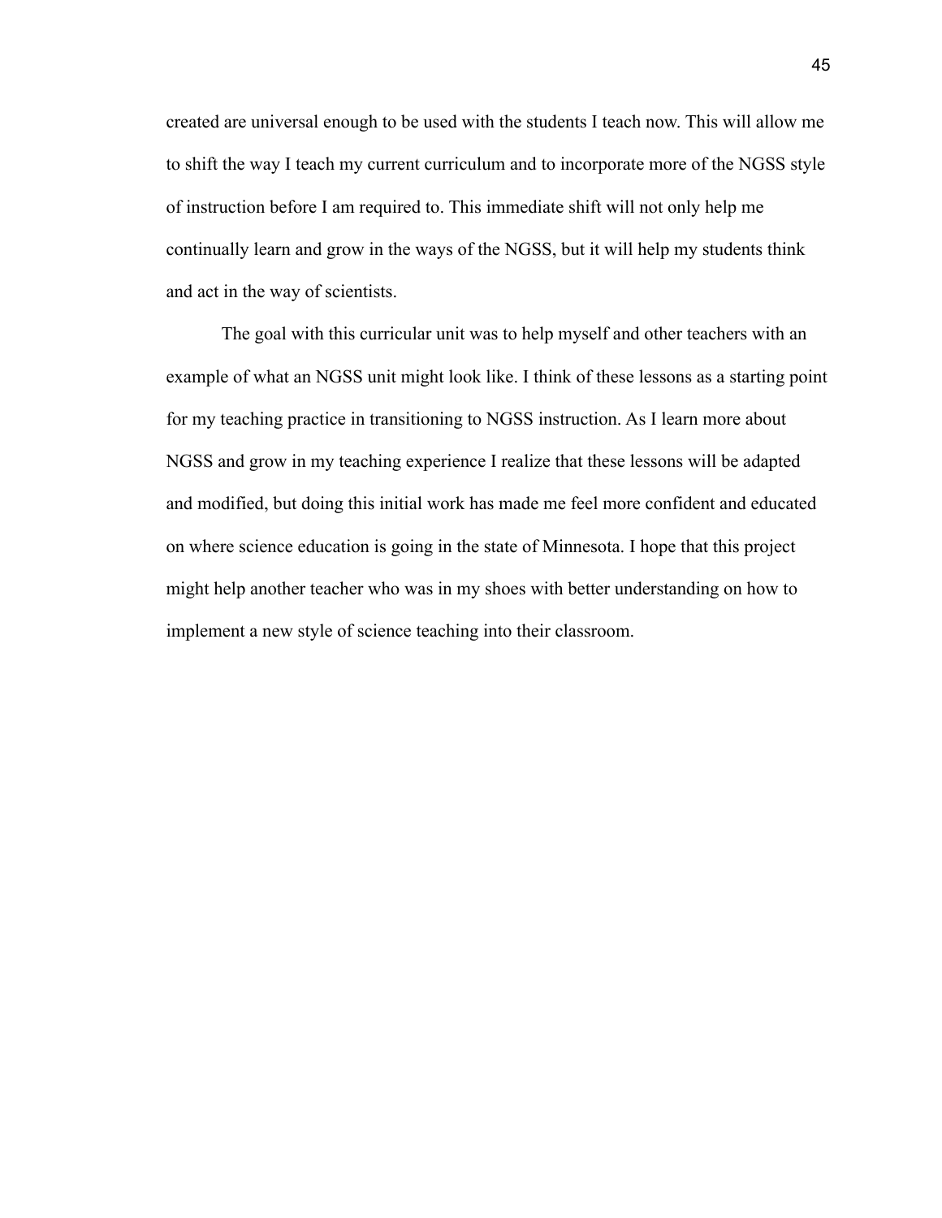created are universal enough to be used with the students I teach now. This will allow me to shift the way I teach my current curriculum and to incorporate more of the NGSS style of instruction before I am required to. This immediate shift will not only help me continually learn and grow in the ways of the NGSS, but it will help my students think and act in the way of scientists.

The goal with this curricular unit was to help myself and other teachers with an example of what an NGSS unit might look like. I think of these lessons as a starting point for my teaching practice in transitioning to NGSS instruction. As I learn more about NGSS and grow in my teaching experience I realize that these lessons will be adapted and modified, but doing this initial work has made me feel more confident and educated on where science education is going in the state of Minnesota. I hope that this project might help another teacher who was in my shoes with better understanding on how to implement a new style of science teaching into their classroom.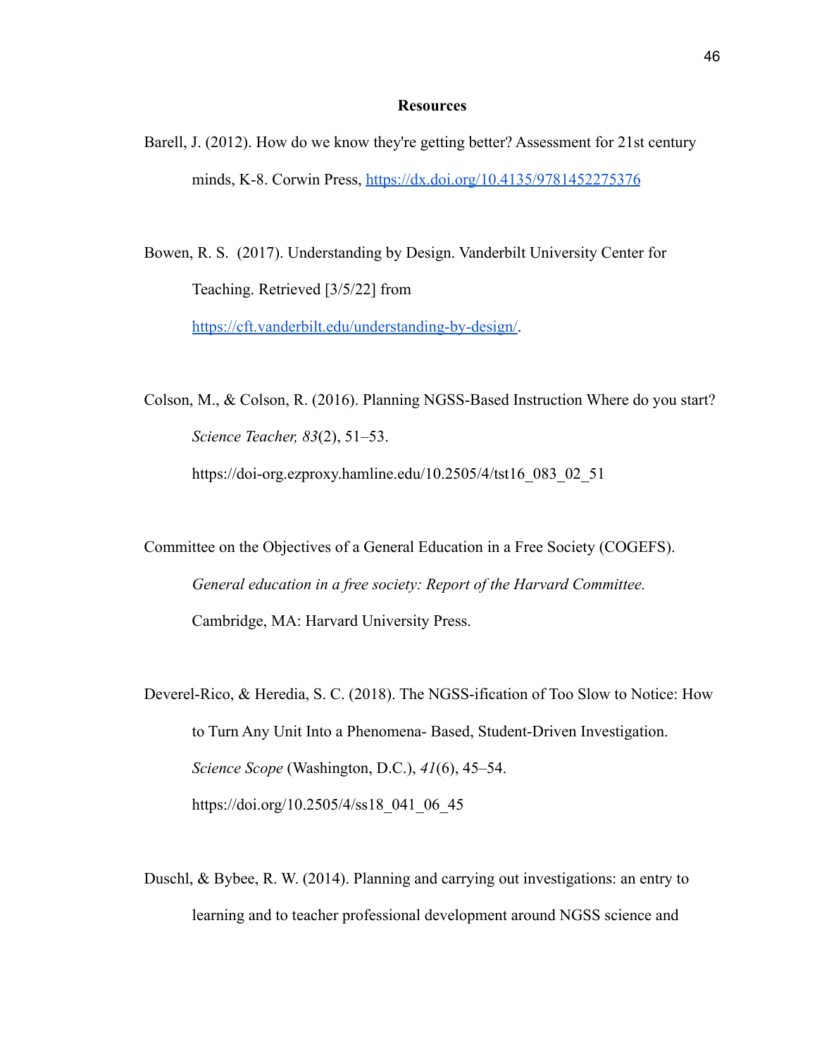## Resources

Barell, J. (2012). How do we know they're getting better? Assessment for 21st century minds, K-8. Corwin Press, https://dx.doi.org/10.4135/9781452275376

Bowen, R. S. (2017). Understanding by Design. Vanderbilt University Center for Teaching. Retrieved [3/5/22] from https://cft.vanderbilt.edu/understanding-by-design/.

Colson, M., & Colson, R. (2016). Planning NGSS-Based Instruction Where do you start? *Science Teacher, 83*(2), 51–53. https://doi-org.ezproxy.hamline.edu/10.2505/4/tst16_083_02_51

Committee on the Objectives of a General Education in a Free Society (COGEFS). *General education in a free society: Report of the Harvard Committee.* Cambridge, MA: Harvard University Press.

Deverel-Rico, & Heredia, S. C. (2018). The NGSS-ification of Too Slow to Notice: How to Turn Any Unit Into a Phenomena- Based, Student-Driven Investigation. *Science Scope* (Washington, D.C.), *41*(6), 45–54. https://doi.org/10.2505/4/ss18_041_06_45

Duschl, & Bybee, R. W. (2014). Planning and carrying out investigations: an entry to learning and to teacher professional development around NGSS science and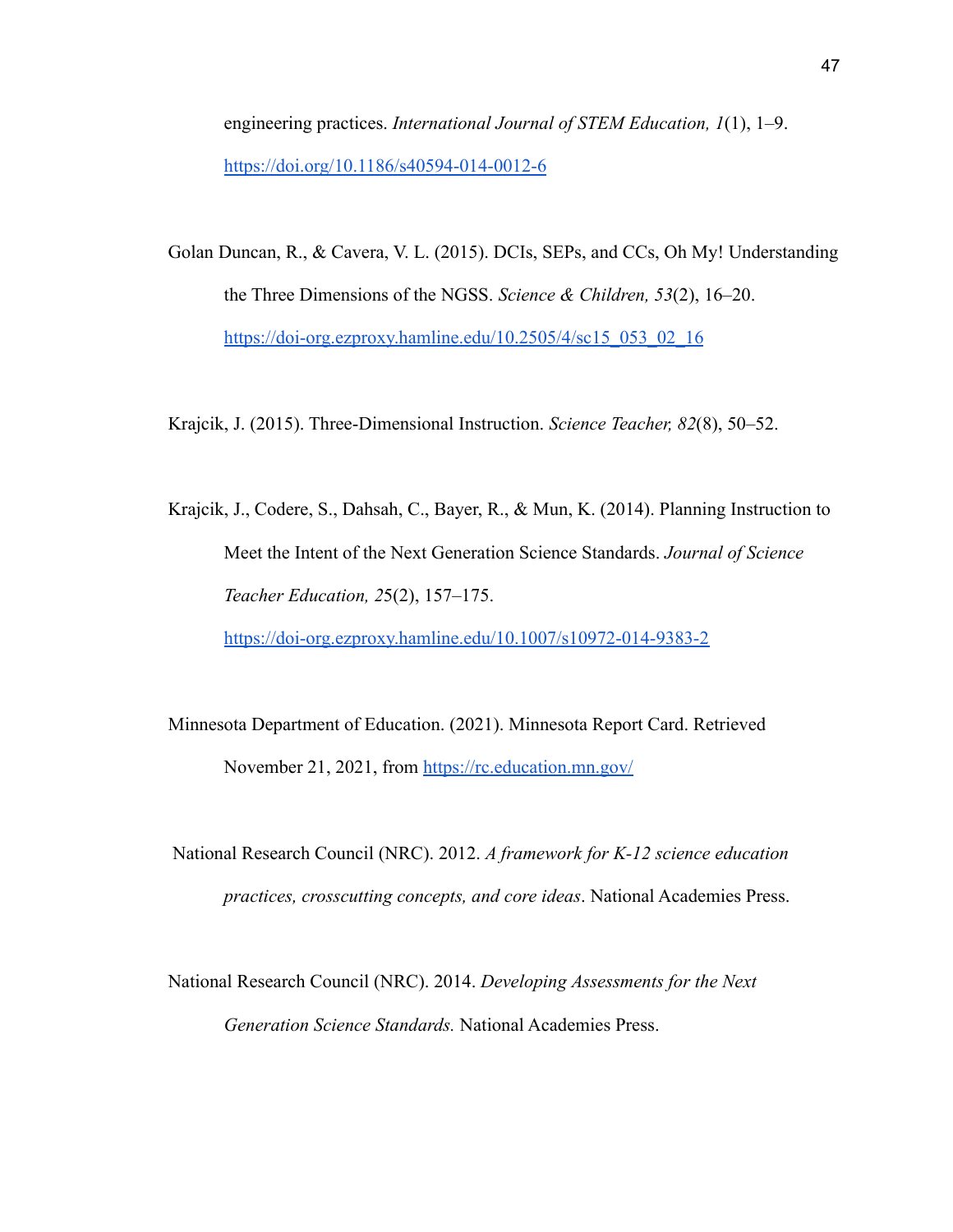engineering practices. *International Journal of STEM Education, 1*(1), 1–9. https://doi.org/10.1186/s40594-014-0012-6

Golan Duncan, R., & Cavera, V. L. (2015). DCIs, SEPs, and CCs, Oh My! Understanding the Three Dimensions of the NGSS. *Science & Children, 53*(2), 16–20. https://doi-org.ezproxy.hamline.edu/10.2505/4/sc15_053_02_16

Krajcik, J. (2015). Three-Dimensional Instruction. *Science Teacher, 82*(8), 50–52.

Krajcik, J., Codere, S., Dahsah, C., Bayer, R., & Mun, K. (2014). Planning Instruction to Meet the Intent of the Next Generation Science Standards. *Journal of Science Teacher Education, 25*(2), 157–175. https://doi-org.ezproxy.hamline.edu/10.1007/s10972-014-9383-2

Minnesota Department of Education. (2021). Minnesota Report Card. Retrieved November 21, 2021, from https://rc.education.mn.gov/

National Research Council (NRC). 2012. *A framework for K-12 science education practices, crosscutting concepts, and core ideas*. National Academies Press.

National Research Council (NRC). 2014. *Developing Assessments for the Next Generation Science Standards.* National Academies Press.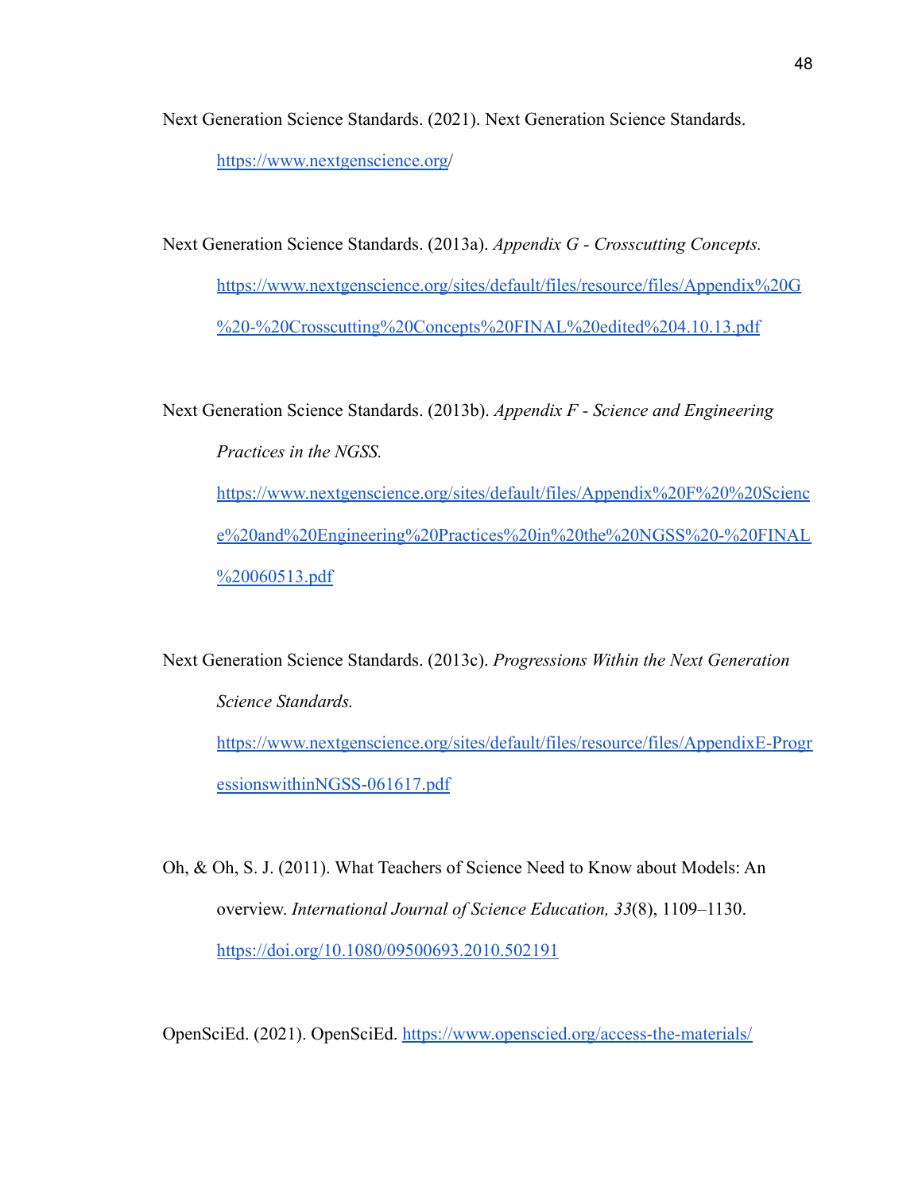Next Generation Science Standards. (2021). Next Generation Science Standards. https://www.nextgenscience.org/

Next Generation Science Standards. (2013a). *Appendix G - Crosscutting Concepts.* https://www.nextgenscience.org/sites/default/files/resource/files/Appendix%20G%20-%20Crosscutting%20Concepts%20FINAL%20edited%204.10.13.pdf

Next Generation Science Standards. (2013b). *Appendix F - Science and Engineering Practices in the NGSS.* https://www.nextgenscience.org/sites/default/files/Appendix%20F%20%20Science%20and%20Engineering%20Practices%20in%20the%20NGSS%20-%20FINAL%20060513.pdf

Next Generation Science Standards. (2013c). *Progressions Within the Next Generation Science Standards.* https://www.nextgenscience.org/sites/default/files/resource/files/AppendixE-ProgressionswithinNGSS-061617.pdf

Oh, & Oh, S. J. (2011). What Teachers of Science Need to Know about Models: An overview. *International Journal of Science Education, 33*(8), 1109–1130. https://doi.org/10.1080/09500693.2010.502191

OpenSciEd. (2021). OpenSciEd. https://www.openscied.org/access-the-materials/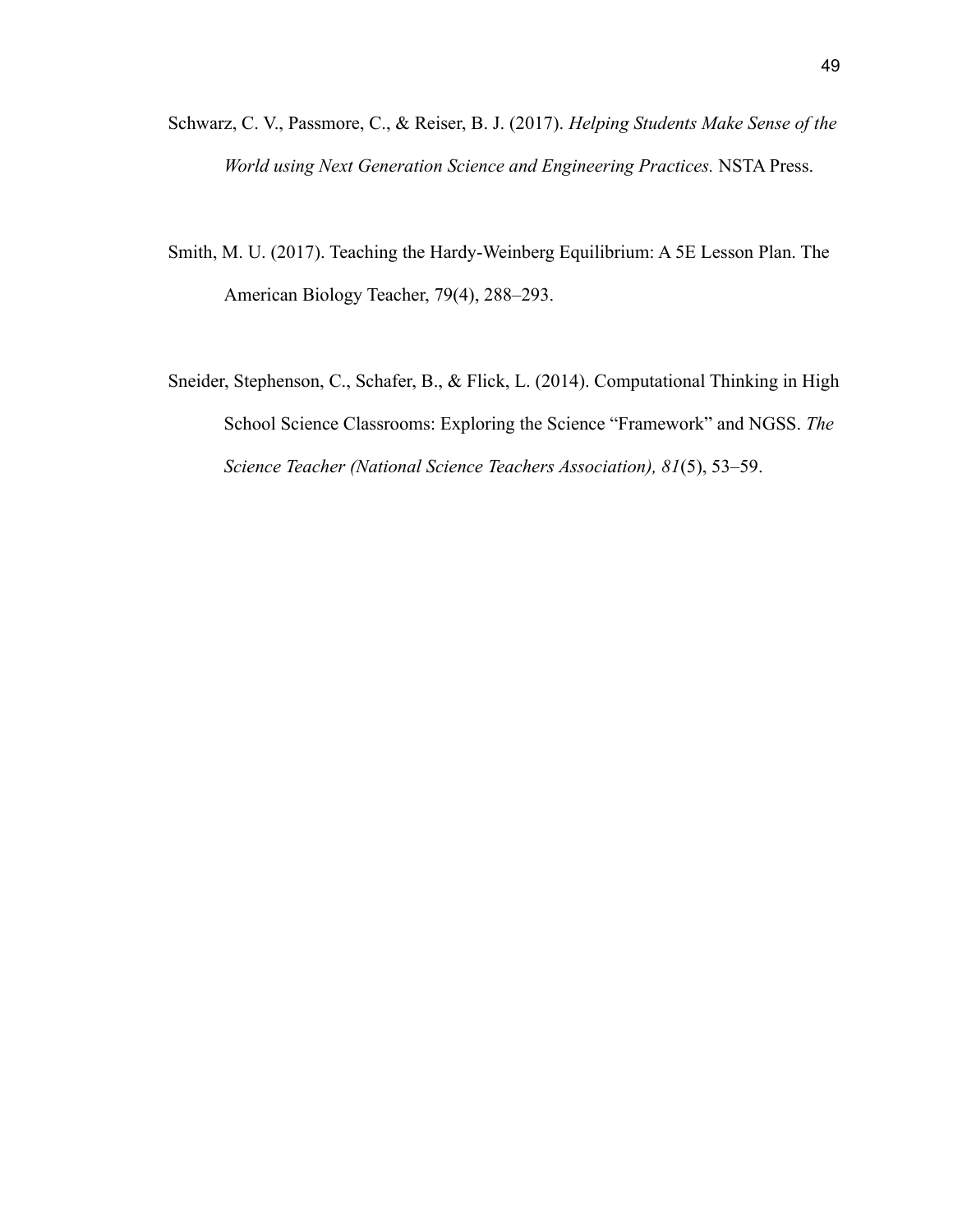Schwarz, C. V., Passmore, C., & Reiser, B. J. (2017). *Helping Students Make Sense of the World using Next Generation Science and Engineering Practices.* NSTA Press.

Smith, M. U. (2017). Teaching the Hardy-Weinberg Equilibrium: A 5E Lesson Plan. The American Biology Teacher, 79(4), 288–293.

Sneider, Stephenson, C., Schafer, B., & Flick, L. (2014). Computational Thinking in High School Science Classrooms: Exploring the Science "Framework" and NGSS. *The Science Teacher (National Science Teachers Association), 81*(5), 53–59.